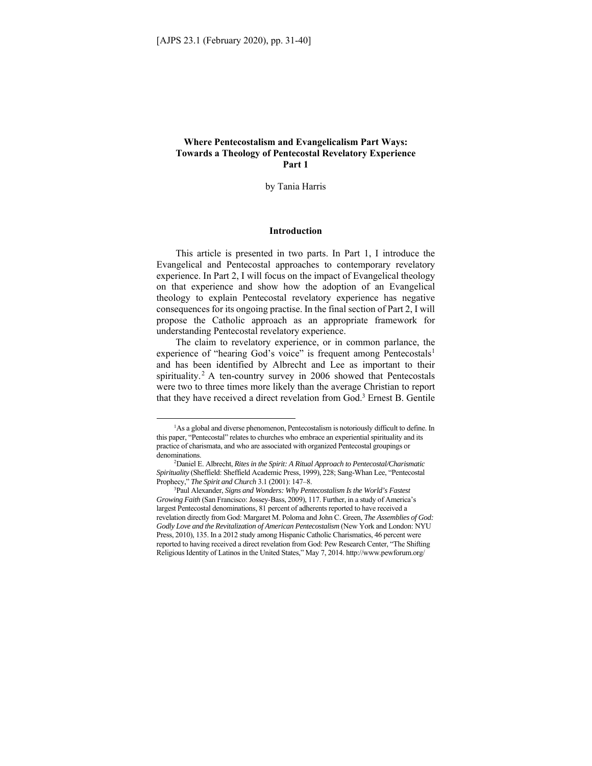# Where Pentecostalism and Evangelicalism Part Ways: Towards a Theology of Pentecostal Revelatory Experience Part 1

by Tania Harris

## Introduction

This article is presented in two parts. In Part 1, I introduce the Evangelical and Pentecostal approaches to contemporary revelatory experience. In Part 2, I will focus on the impact of Evangelical theology on that experience and show how the adoption of an Evangelical theology to explain Pentecostal revelatory experience has negative consequences for its ongoing practise. In the final section of Part 2, I will propose the Catholic approach as an appropriate framework for understanding Pentecostal revelatory experience.

The claim to revelatory experience, or in common parlance, the experience of "hearing God's voice" is frequent among Pentecostals[1] and has been identified by Albrecht and Lee as important to their spirituality.[2] A ten-country survey in 2006 showed that Pentecostals were two to three times more likely than the average Christian to report that they have received a direct revelation from God.[3] Ernest B. Gentile

---

[1]As a global and diverse phenomenon, Pentecostalism is notoriously difficult to define. In this paper, "Pentecostal" relates to churches who embrace an experiential spirituality and its practice of charismata, and who are associated with organized Pentecostal groupings or denominations.

[2]Daniel E. Albrecht, *Rites in the Spirit: A Ritual Approach to Pentecostal/Charismatic Spirituality* (Sheffield: Sheffield Academic Press, 1999), 228; Sang-Whan Lee, "Pentecostal Prophecy," *The Spirit and Church* 3.1 (2001): 147–8.

[3]Paul Alexander, *Signs and Wonders: Why Pentecostalism Is the World's Fastest Growing Faith* (San Francisco: Jossey-Bass, 2009), 117. Further, in a study of America's largest Pentecostal denominations, 81 percent of adherents reported to have received a revelation directly from God: Margaret M. Poloma and John C. Green, *The Assemblies of God: Godly Love and the Revitalization of American Pentecostalism* (New York and London: NYU Press, 2010), 135. In a 2012 study among Hispanic Catholic Charismatics, 46 percent were reported to having received a direct revelation from God: Pew Research Center, "The Shifting Religious Identity of Latinos in the United States," May 7, 2014. http://www.pewforum.org/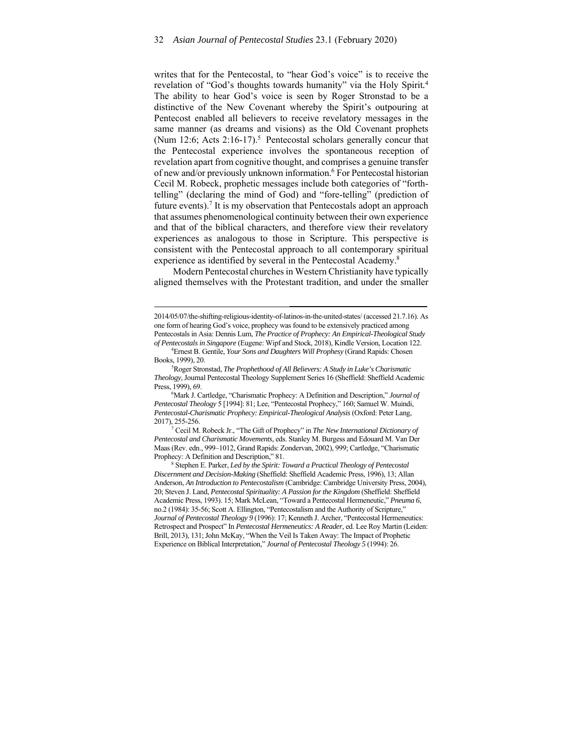writes that for the Pentecostal, to "hear God's voice" is to receive the revelation of "God's thoughts towards humanity" via the Holy Spirit.[4] The ability to hear God's voice is seen by Roger Stronstad to be a distinctive of the New Covenant whereby the Spirit's outpouring at Pentecost enabled all believers to receive revelatory messages in the same manner (as dreams and visions) as the Old Covenant prophets (Num 12:6; Acts 2:16-17).[5] Pentecostal scholars generally concur that the Pentecostal experience involves the spontaneous reception of revelation apart from cognitive thought, and comprises a genuine transfer of new and/or previously unknown information.[6] For Pentecostal historian Cecil M. Robeck, prophetic messages include both categories of "forth-telling" (declaring the mind of God) and "fore-telling" (prediction of future events).[7] It is my observation that Pentecostals adopt an approach that assumes phenomenological continuity between their own experience and that of the biblical characters, and therefore view their revelatory experiences as analogous to those in Scripture. This perspective is consistent with the Pentecostal approach to all contemporary spiritual experience as identified by several in the Pentecostal Academy.[8]

Modern Pentecostal churches in Western Christianity have typically aligned themselves with the Protestant tradition, and under the smaller

---

2014/05/07/the-shifting-religious-identity-of-latinos-in-the-united-states/ (accessed 21.7.16). As one form of hearing God's voice, prophecy was found to be extensively practiced among Pentecostals in Asia: Dennis Lum, *The Practice of Prophecy: An Empirical-Theological Study of Pentecostals in Singapore* (Eugene: Wipf and Stock, 2018), Kindle Version, Location 122.

[4] Ernest B. Gentile, *Your Sons and Daughters Will Prophesy* (Grand Rapids: Chosen Books, 1999), 20.

[5] Roger Stronstad, *The Prophethood of All Believers: A Study in Luke's Charismatic Theology*, Journal Pentecostal Theology Supplement Series 16 (Sheffield: Sheffield Academic Press, 1999), 69.

[6] Mark J. Cartledge, "Charismatic Prophecy: A Definition and Description," *Journal of Pentecostal Theology* 5 [1994]: 81; Lee, "Pentecostal Prophecy," 160; Samuel W. Muindi, *Pentecostal-Charismatic Prophecy: Empirical-Theological Analysis* (Oxford: Peter Lang, 2017), 255-256.

[7] Cecil M. Robeck Jr., "The Gift of Prophecy" in *The New International Dictionary of Pentecostal and Charismatic Movements,* eds. Stanley M. Burgess and Edouard M. Van Der Maas (Rev. edn., 999–1012, Grand Rapids: Zondervan, 2002), 999; Cartledge, "Charismatic Prophecy: A Definition and Description," 81.

[8] Stephen E. Parker, *Led by the Spirit: Toward a Practical Theology of Pentecostal Discernment and Decision-Making* (Sheffield: Sheffield Academic Press, 1996), 13; Allan Anderson, *An Introduction to Pentecostalism* (Cambridge: Cambridge University Press, 2004), 20; Steven J. Land, *Pentecostal Spirituality: A Passion for the Kingdom* (Sheffield: Sheffield Academic Press, 1993). 15; Mark McLean, "Toward a Pentecostal Hermeneutic," *Pneuma 6*, no.2 (1984): 35-56; Scott A. Ellington, "Pentecostalism and the Authority of Scripture," *Journal of Pentecostal Theology 9* (1996): 17; Kenneth J. Archer, "Pentecostal Hermeneutics: Retrospect and Prospect" In *Pentecostal Hermeneutics: A Reader*, ed. Lee Roy Martin (Leiden: Brill, 2013), 131; John McKay, "When the Veil Is Taken Away: The Impact of Prophetic Experience on Biblical Interpretation," *Journal of Pentecostal Theology 5* (1994): 26.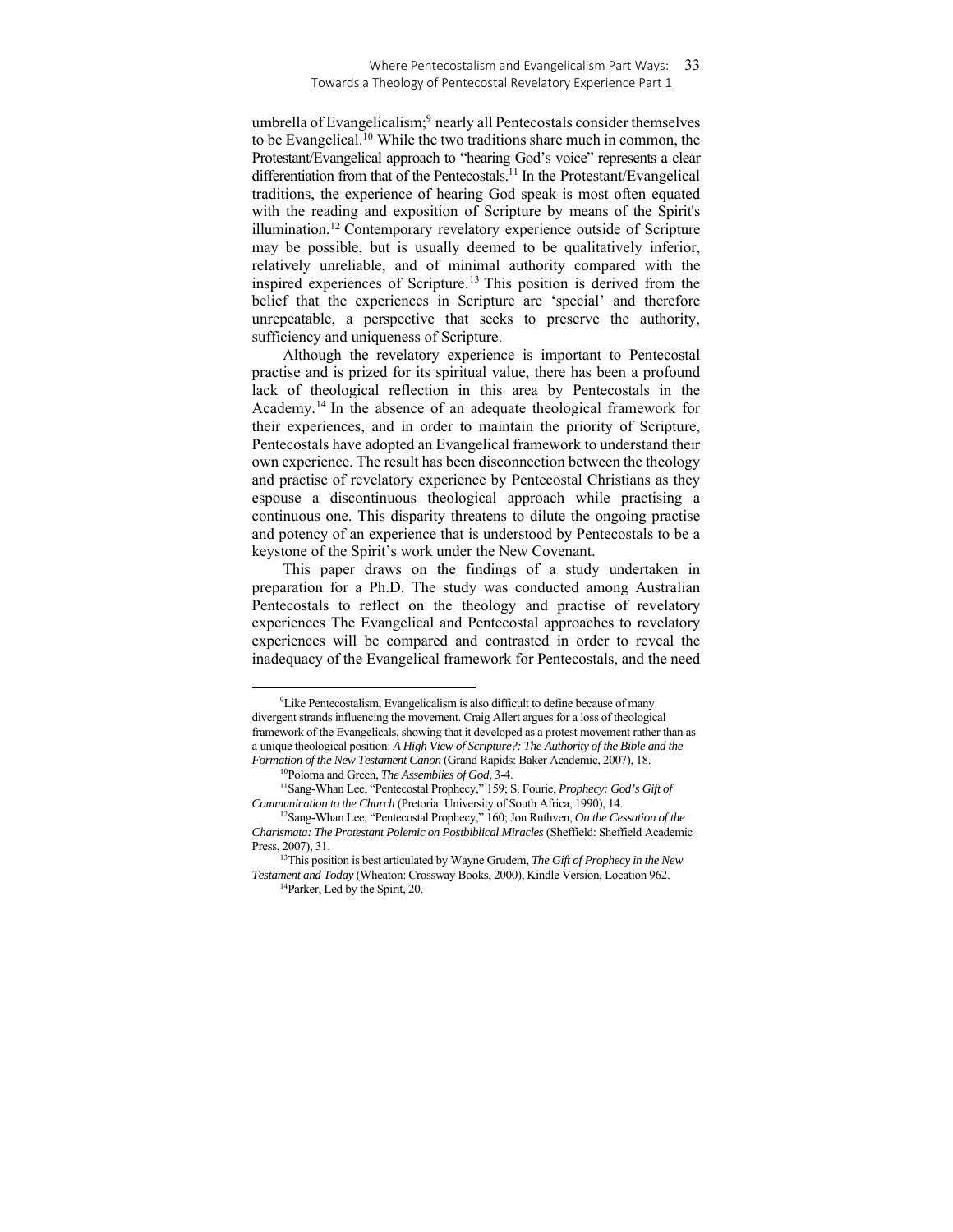umbrella of Evangelicalism;[9] nearly all Pentecostals consider themselves to be Evangelical.[10] While the two traditions share much in common, the Protestant/Evangelical approach to "hearing God's voice" represents a clear differentiation from that of the Pentecostals.[11] In the Protestant/Evangelical traditions, the experience of hearing God speak is most often equated with the reading and exposition of Scripture by means of the Spirit's illumination.[12] Contemporary revelatory experience outside of Scripture may be possible, but is usually deemed to be qualitatively inferior, relatively unreliable, and of minimal authority compared with the inspired experiences of Scripture.[13] This position is derived from the belief that the experiences in Scripture are 'special' and therefore unrepeatable, a perspective that seeks to preserve the authority, sufficiency and uniqueness of Scripture.

Although the revelatory experience is important to Pentecostal practise and is prized for its spiritual value, there has been a profound lack of theological reflection in this area by Pentecostals in the Academy.[14] In the absence of an adequate theological framework for their experiences, and in order to maintain the priority of Scripture, Pentecostals have adopted an Evangelical framework to understand their own experience. The result has been disconnection between the theology and practise of revelatory experience by Pentecostal Christians as they espouse a discontinuous theological approach while practising a continuous one. This disparity threatens to dilute the ongoing practise and potency of an experience that is understood by Pentecostals to be a keystone of the Spirit's work under the New Covenant.

This paper draws on the findings of a study undertaken in preparation for a Ph.D. The study was conducted among Australian Pentecostals to reflect on the theology and practise of revelatory experiences The Evangelical and Pentecostal approaches to revelatory experiences will be compared and contrasted in order to reveal the inadequacy of the Evangelical framework for Pentecostals, and the need

---

[9]Like Pentecostalism, Evangelicalism is also difficult to define because of many divergent strands influencing the movement. Craig Allert argues for a loss of theological framework of the Evangelicals, showing that it developed as a protest movement rather than as a unique theological position: *A High View of Scripture?: The Authority of the Bible and the Formation of the New Testament Canon* (Grand Rapids: Baker Academic, 2007), 18.

[10]Poloma and Green, *The Assemblies of God*, 3-4.

[11]Sang-Whan Lee, "Pentecostal Prophecy," 159; S. Fourie, *Prophecy: God's Gift of Communication to the Church* (Pretoria: University of South Africa, 1990), 14.

[12]Sang-Whan Lee, "Pentecostal Prophecy," 160; Jon Ruthven, *On the Cessation of the Charismata: The Protestant Polemic on Postbiblical Miracles* (Sheffield: Sheffield Academic Press, 2007), 31.

[13]This position is best articulated by Wayne Grudem, *The Gift of Prophecy in the New Testament and Today* (Wheaton: Crossway Books, 2000), Kindle Version, Location 962.

[14]Parker, Led by the Spirit, 20.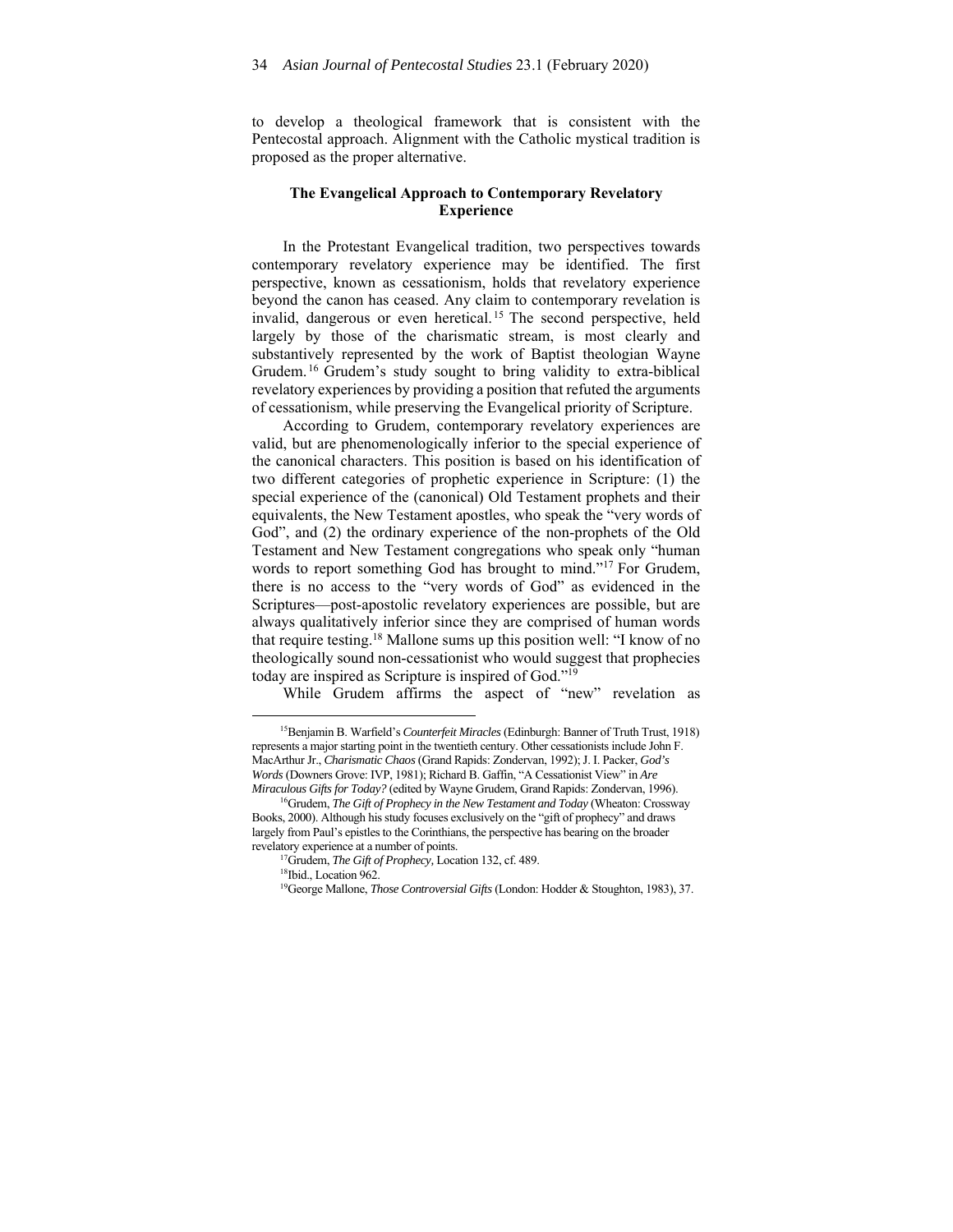to develop a theological framework that is consistent with the Pentecostal approach. Alignment with the Catholic mystical tradition is proposed as the proper alternative.

## The Evangelical Approach to Contemporary Revelatory Experience

In the Protestant Evangelical tradition, two perspectives towards contemporary revelatory experience may be identified. The first perspective, known as cessationism, holds that revelatory experience beyond the canon has ceased. Any claim to contemporary revelation is invalid, dangerous or even heretical.[15] The second perspective, held largely by those of the charismatic stream, is most clearly and substantively represented by the work of Baptist theologian Wayne Grudem.[16] Grudem's study sought to bring validity to extra-biblical revelatory experiences by providing a position that refuted the arguments of cessationism, while preserving the Evangelical priority of Scripture.

According to Grudem, contemporary revelatory experiences are valid, but are phenomenologically inferior to the special experience of the canonical characters. This position is based on his identification of two different categories of prophetic experience in Scripture: (1) the special experience of the (canonical) Old Testament prophets and their equivalents, the New Testament apostles, who speak the "very words of God", and (2) the ordinary experience of the non-prophets of the Old Testament and New Testament congregations who speak only "human words to report something God has brought to mind."[17] For Grudem, there is no access to the "very words of God" as evidenced in the Scriptures—post-apostolic revelatory experiences are possible, but are always qualitatively inferior since they are comprised of human words that require testing.[18] Mallone sums up this position well: "I know of no theologically sound non-cessationist who would suggest that prophecies today are inspired as Scripture is inspired of God."[19]

While Grudem affirms the aspect of "new" revelation as

---

[15]Benjamin B. Warfield's *Counterfeit Miracles* (Edinburgh: Banner of Truth Trust, 1918) represents a major starting point in the twentieth century. Other cessationists include John F. MacArthur Jr., *Charismatic Chaos* (Grand Rapids: Zondervan, 1992); J. I. Packer, *God's Words* (Downers Grove: IVP, 1981); Richard B. Gaffin, "A Cessationist View" in *Are Miraculous Gifts for Today?* (edited by Wayne Grudem, Grand Rapids: Zondervan, 1996).

[16]Grudem, *The Gift of Prophecy in the New Testament and Today* (Wheaton: Crossway Books, 2000). Although his study focuses exclusively on the "gift of prophecy" and draws largely from Paul's epistles to the Corinthians, the perspective has bearing on the broader revelatory experience at a number of points.

[17]Grudem, *The Gift of Prophecy,* Location 132, cf. 489.

[18]Ibid., Location 962.

[19]George Mallone, *Those Controversial Gifts* (London: Hodder & Stoughton, 1983), 37.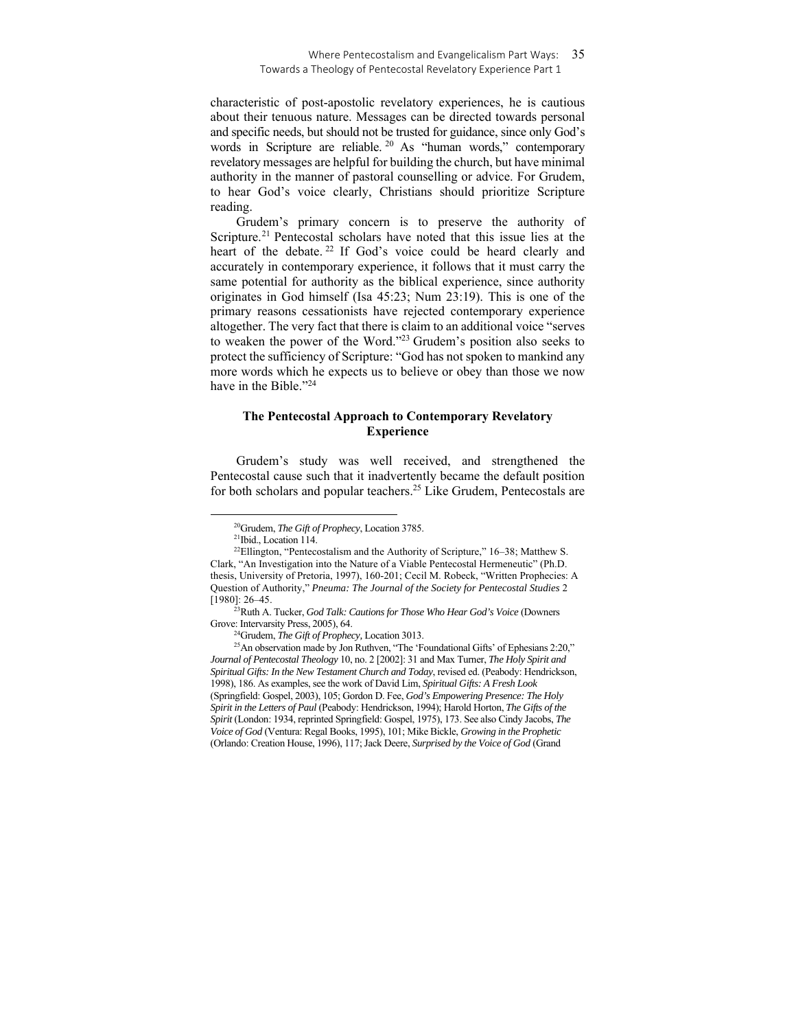characteristic of post-apostolic revelatory experiences, he is cautious about their tenuous nature. Messages can be directed towards personal and specific needs, but should not be trusted for guidance, since only God's words in Scripture are reliable.[20] As "human words," contemporary revelatory messages are helpful for building the church, but have minimal authority in the manner of pastoral counselling or advice. For Grudem, to hear God's voice clearly, Christians should prioritize Scripture reading.

Grudem's primary concern is to preserve the authority of Scripture.[21] Pentecostal scholars have noted that this issue lies at the heart of the debate.[22] If God's voice could be heard clearly and accurately in contemporary experience, it follows that it must carry the same potential for authority as the biblical experience, since authority originates in God himself (Isa 45:23; Num 23:19). This is one of the primary reasons cessationists have rejected contemporary experience altogether. The very fact that there is claim to an additional voice "serves to weaken the power of the Word."[23] Grudem's position also seeks to protect the sufficiency of Scripture: "God has not spoken to mankind any more words which he expects us to believe or obey than those we now have in the Bible."[24]

### The Pentecostal Approach to Contemporary Revelatory Experience

Grudem's study was well received, and strengthened the Pentecostal cause such that it inadvertently became the default position for both scholars and popular teachers.[25] Like Grudem, Pentecostals are

---

[20] Grudem, *The Gift of Prophecy*, Location 3785.

[21] Ibid., Location 114.

[22] Ellington, "Pentecostalism and the Authority of Scripture," 16–38; Matthew S. Clark, "An Investigation into the Nature of a Viable Pentecostal Hermeneutic" (Ph.D. thesis, University of Pretoria, 1997), 160-201; Cecil M. Robeck, "Written Prophecies: A Question of Authority," *Pneuma: The Journal of the Society for Pentecostal Studies* 2 [1980]: 26–45.

[23] Ruth A. Tucker, *God Talk: Cautions for Those Who Hear God's Voice* (Downers Grove: Intervarsity Press, 2005), 64.

[24] Grudem, *The Gift of Prophecy,* Location 3013.

[25] An observation made by Jon Ruthven, "The 'Foundational Gifts' of Ephesians 2:20," *Journal of Pentecostal Theology* 10, no. 2 [2002]: 31 and Max Turner, *The Holy Spirit and Spiritual Gifts: In the New Testament Church and Today*, revised ed. (Peabody: Hendrickson, 1998), 186. As examples, see the work of David Lim, *Spiritual Gifts: A Fresh Look* (Springfield: Gospel, 2003), 105; Gordon D. Fee, *God's Empowering Presence: The Holy Spirit in the Letters of Paul* (Peabody: Hendrickson, 1994); Harold Horton, *The Gifts of the Spirit* (London: 1934, reprinted Springfield: Gospel, 1975), 173. See also Cindy Jacobs, *The Voice of God* (Ventura: Regal Books, 1995), 101; Mike Bickle, *Growing in the Prophetic* (Orlando: Creation House, 1996), 117; Jack Deere, *Surprised by the Voice of God* (Grand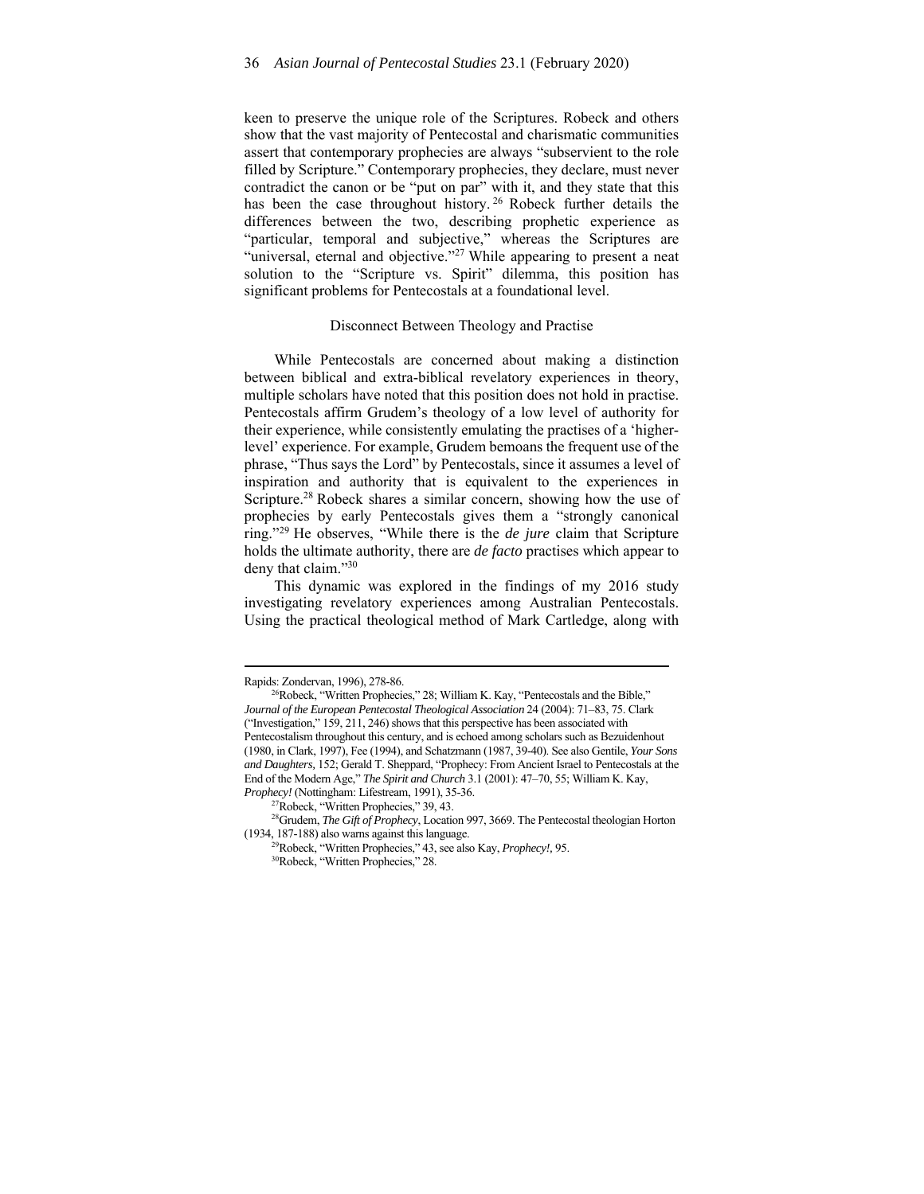keen to preserve the unique role of the Scriptures. Robeck and others show that the vast majority of Pentecostal and charismatic communities assert that contemporary prophecies are always "subservient to the role filled by Scripture." Contemporary prophecies, they declare, must never contradict the canon or be "put on par" with it, and they state that this has been the case throughout history.[26] Robeck further details the differences between the two, describing prophetic experience as "particular, temporal and subjective," whereas the Scriptures are "universal, eternal and objective."[27] While appearing to present a neat solution to the "Scripture vs. Spirit" dilemma, this position has significant problems for Pentecostals at a foundational level.

### Disconnect Between Theology and Practise

While Pentecostals are concerned about making a distinction between biblical and extra-biblical revelatory experiences in theory, multiple scholars have noted that this position does not hold in practise. Pentecostals affirm Grudem's theology of a low level of authority for their experience, while consistently emulating the practises of a 'higher-level' experience. For example, Grudem bemoans the frequent use of the phrase, "Thus says the Lord" by Pentecostals, since it assumes a level of inspiration and authority that is equivalent to the experiences in Scripture.[28] Robeck shares a similar concern, showing how the use of prophecies by early Pentecostals gives them a "strongly canonical ring."[29] He observes, "While there is the *de jure* claim that Scripture holds the ultimate authority, there are *de facto* practises which appear to deny that claim."[30]

This dynamic was explored in the findings of my 2016 study investigating revelatory experiences among Australian Pentecostals. Using the practical theological method of Mark Cartledge, along with

---

Rapids: Zondervan, 1996), 278-86.

[26]Robeck, "Written Prophecies," 28; William K. Kay, "Pentecostals and the Bible," *Journal of the European Pentecostal Theological Association* 24 (2004): 71–83, 75. Clark ("Investigation," 159, 211, 246) shows that this perspective has been associated with Pentecostalism throughout this century, and is echoed among scholars such as Bezuidenhout (1980, in Clark, 1997), Fee (1994), and Schatzmann (1987, 39-40). See also Gentile, *Your Sons and Daughters,* 152; Gerald T. Sheppard, "Prophecy: From Ancient Israel to Pentecostals at the End of the Modern Age," *The Spirit and Church* 3.1 (2001): 47–70, 55; William K. Kay, *Prophecy!* (Nottingham: Lifestream, 1991), 35-36.

[27]Robeck, "Written Prophecies," 39, 43.

[28]Grudem, *The Gift of Prophecy*, Location 997, 3669. The Pentecostal theologian Horton (1934, 187-188) also warns against this language.

[29]Robeck, "Written Prophecies," 43, see also Kay, *Prophecy!,* 95.

[30]Robeck, "Written Prophecies," 28.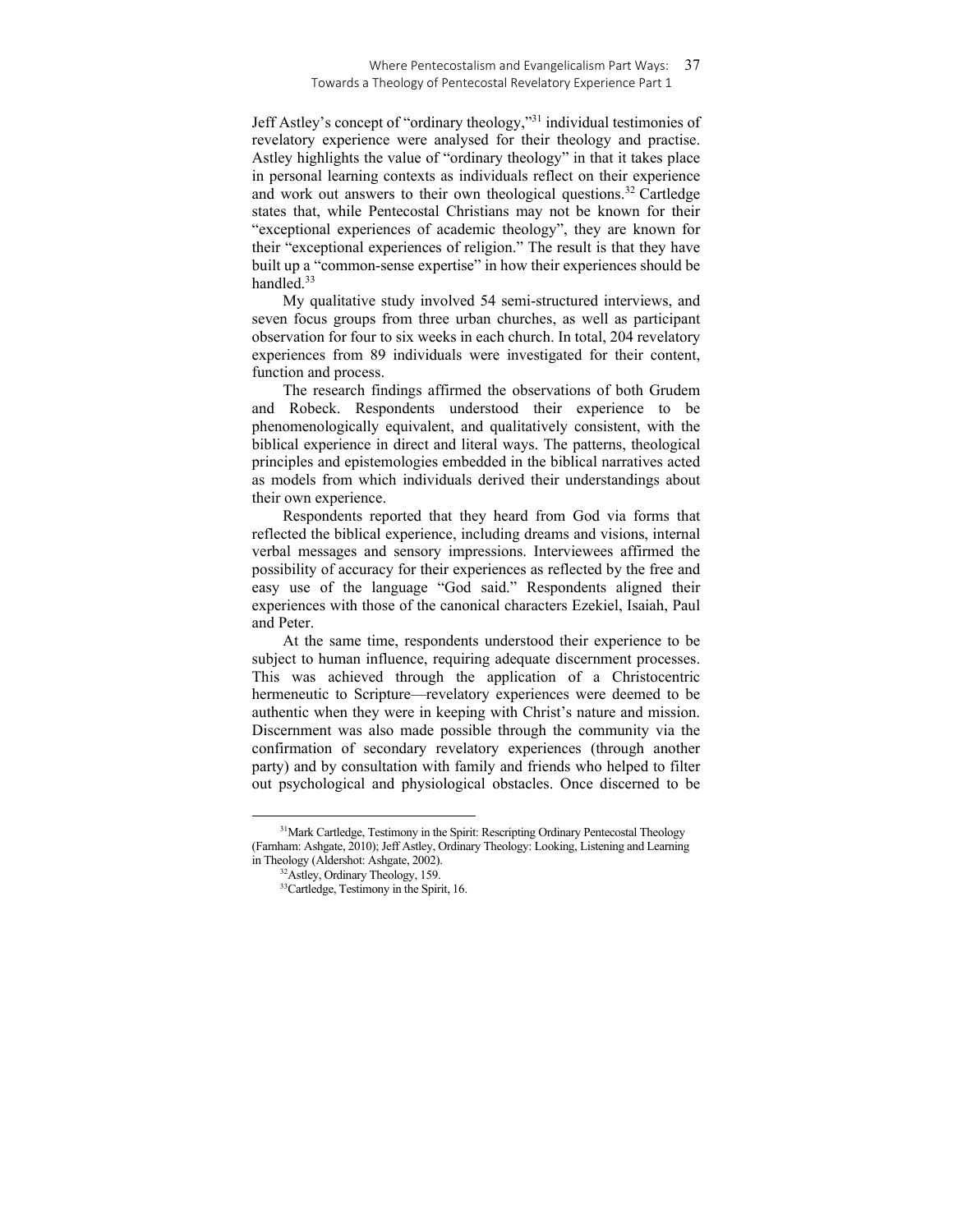Jeff Astley's concept of "ordinary theology,"[31] individual testimonies of revelatory experience were analysed for their theology and practise. Astley highlights the value of "ordinary theology" in that it takes place in personal learning contexts as individuals reflect on their experience and work out answers to their own theological questions.[32] Cartledge states that, while Pentecostal Christians may not be known for their "exceptional experiences of academic theology", they are known for their "exceptional experiences of religion." The result is that they have built up a "common-sense expertise" in how their experiences should be handled.[33]

My qualitative study involved 54 semi-structured interviews, and seven focus groups from three urban churches, as well as participant observation for four to six weeks in each church. In total, 204 revelatory experiences from 89 individuals were investigated for their content, function and process.

The research findings affirmed the observations of both Grudem and Robeck. Respondents understood their experience to be phenomenologically equivalent, and qualitatively consistent, with the biblical experience in direct and literal ways. The patterns, theological principles and epistemologies embedded in the biblical narratives acted as models from which individuals derived their understandings about their own experience.

Respondents reported that they heard from God via forms that reflected the biblical experience, including dreams and visions, internal verbal messages and sensory impressions. Interviewees affirmed the possibility of accuracy for their experiences as reflected by the free and easy use of the language "God said." Respondents aligned their experiences with those of the canonical characters Ezekiel, Isaiah, Paul and Peter.

At the same time, respondents understood their experience to be subject to human influence, requiring adequate discernment processes. This was achieved through the application of a Christocentric hermeneutic to Scripture—revelatory experiences were deemed to be authentic when they were in keeping with Christ's nature and mission. Discernment was also made possible through the community via the confirmation of secondary revelatory experiences (through another party) and by consultation with family and friends who helped to filter out psychological and physiological obstacles. Once discerned to be

---

[31] Mark Cartledge, Testimony in the Spirit: Rescripting Ordinary Pentecostal Theology (Farnham: Ashgate, 2010); Jeff Astley, Ordinary Theology: Looking, Listening and Learning in Theology (Aldershot: Ashgate, 2002).

[32] Astley, Ordinary Theology, 159.

[33] Cartledge, Testimony in the Spirit, 16.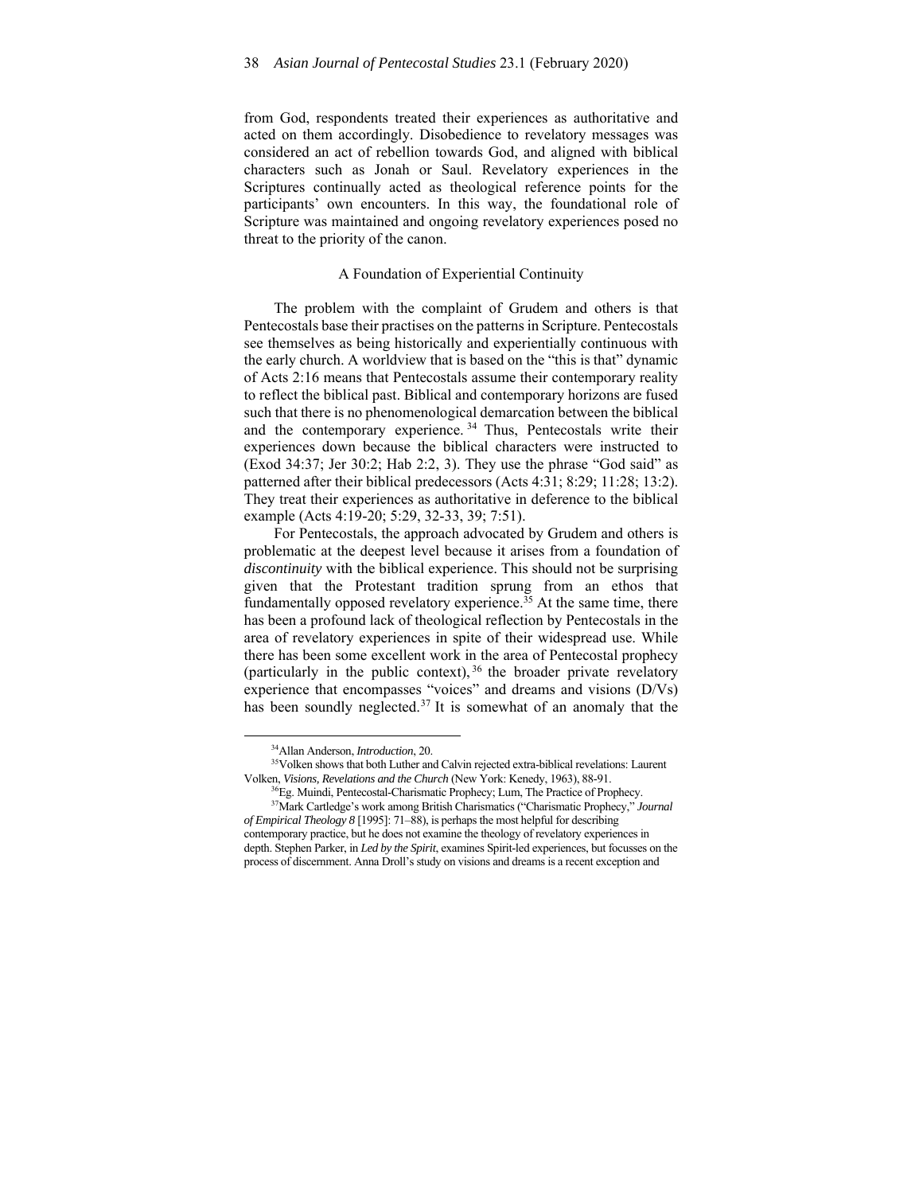from God, respondents treated their experiences as authoritative and acted on them accordingly. Disobedience to revelatory messages was considered an act of rebellion towards God, and aligned with biblical characters such as Jonah or Saul. Revelatory experiences in the Scriptures continually acted as theological reference points for the participants' own encounters. In this way, the foundational role of Scripture was maintained and ongoing revelatory experiences posed no threat to the priority of the canon.

### A Foundation of Experiential Continuity

The problem with the complaint of Grudem and others is that Pentecostals base their practises on the patterns in Scripture. Pentecostals see themselves as being historically and experientially continuous with the early church. A worldview that is based on the "this is that" dynamic of Acts 2:16 means that Pentecostals assume their contemporary reality to reflect the biblical past. Biblical and contemporary horizons are fused such that there is no phenomenological demarcation between the biblical and the contemporary experience.[34] Thus, Pentecostals write their experiences down because the biblical characters were instructed to (Exod 34:37; Jer 30:2; Hab 2:2, 3). They use the phrase "God said" as patterned after their biblical predecessors (Acts 4:31; 8:29; 11:28; 13:2). They treat their experiences as authoritative in deference to the biblical example (Acts 4:19-20; 5:29, 32-33, 39; 7:51).

For Pentecostals, the approach advocated by Grudem and others is problematic at the deepest level because it arises from a foundation of *discontinuity* with the biblical experience. This should not be surprising given that the Protestant tradition sprung from an ethos that fundamentally opposed revelatory experience.[35] At the same time, there has been a profound lack of theological reflection by Pentecostals in the area of revelatory experiences in spite of their widespread use. While there has been some excellent work in the area of Pentecostal prophecy (particularly in the public context),[36] the broader private revelatory experience that encompasses "voices" and dreams and visions (D/Vs) has been soundly neglected.[37] It is somewhat of an anomaly that the

---

[34] Allan Anderson, *Introduction*, 20.

[35] Volken shows that both Luther and Calvin rejected extra-biblical revelations: Laurent Volken, *Visions, Revelations and the Church* (New York: Kenedy, 1963), 88-91.

[36] Eg. Muindi, Pentecostal-Charismatic Prophecy; Lum, The Practice of Prophecy.

[37] Mark Cartledge's work among British Charismatics ("Charismatic Prophecy," *Journal of Empirical Theology 8* [1995]: 71–88), is perhaps the most helpful for describing contemporary practice, but he does not examine the theology of revelatory experiences in depth. Stephen Parker, in *Led by the Spirit*, examines Spirit-led experiences, but focusses on the process of discernment. Anna Droll's study on visions and dreams is a recent exception and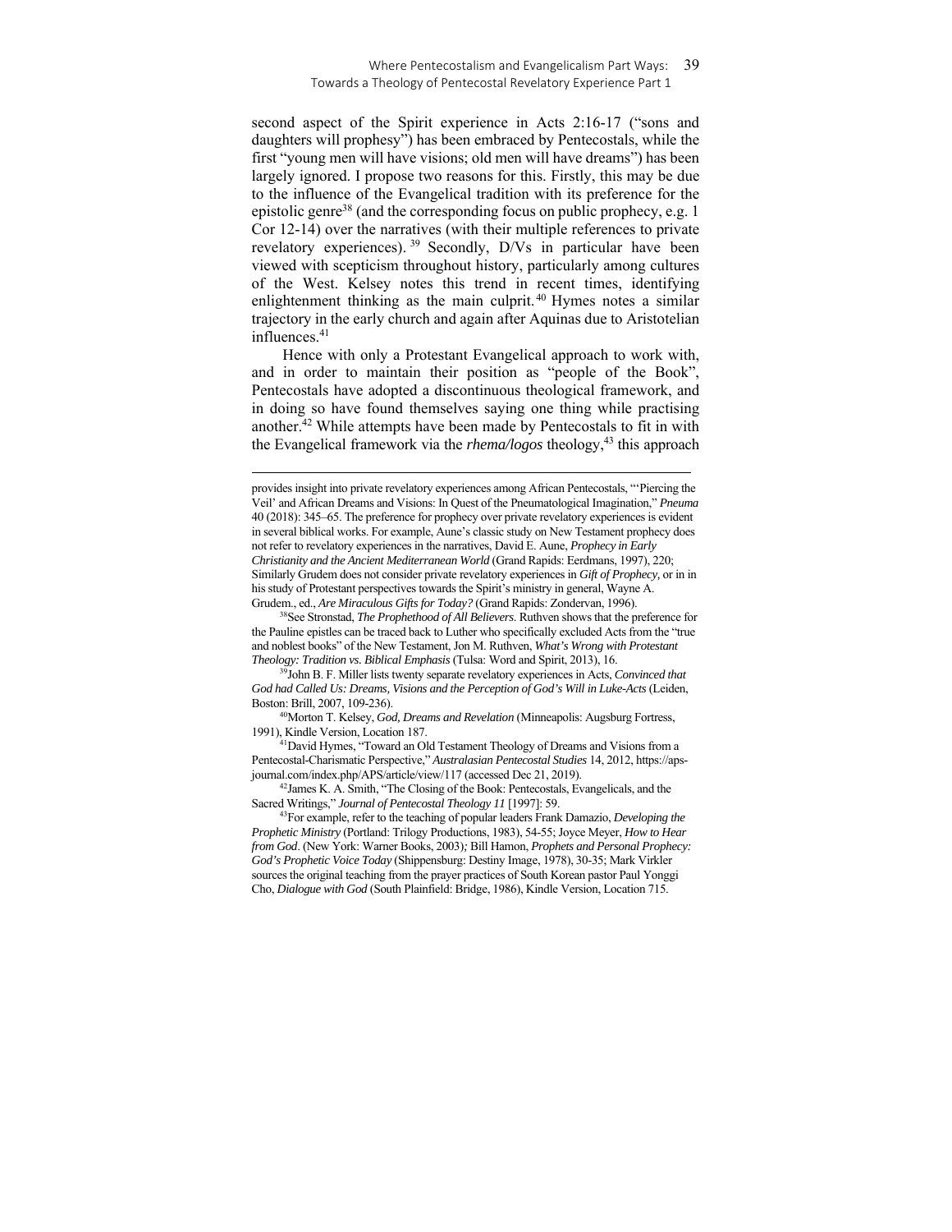second aspect of the Spirit experience in Acts 2:16-17 ("sons and daughters will prophesy") has been embraced by Pentecostals, while the first "young men will have visions; old men will have dreams") has been largely ignored. I propose two reasons for this. Firstly, this may be due to the influence of the Evangelical tradition with its preference for the epistolic genre[38] (and the corresponding focus on public prophecy, e.g. 1 Cor 12-14) over the narratives (with their multiple references to private revelatory experiences).[39] Secondly, D/Vs in particular have been viewed with scepticism throughout history, particularly among cultures of the West. Kelsey notes this trend in recent times, identifying enlightenment thinking as the main culprit.[40] Hymes notes a similar trajectory in the early church and again after Aquinas due to Aristotelian influences.[41]

Hence with only a Protestant Evangelical approach to work with, and in order to maintain their position as "people of the Book", Pentecostals have adopted a discontinuous theological framework, and in doing so have found themselves saying one thing while practising another.[42] While attempts have been made by Pentecostals to fit in with the Evangelical framework via the *rhema/logos* theology,[43] this approach

---

provides insight into private revelatory experiences among African Pentecostals, "'Piercing the Veil' and African Dreams and Visions: In Quest of the Pneumatological Imagination," *Pneuma* 40 (2018): 345–65. The preference for prophecy over private revelatory experiences is evident in several biblical works. For example, Aune's classic study on New Testament prophecy does not refer to revelatory experiences in the narratives, David E. Aune, *Prophecy in Early Christianity and the Ancient Mediterranean World* (Grand Rapids: Eerdmans, 1997), 220; Similarly Grudem does not consider private revelatory experiences in *Gift of Prophecy,* or in in his study of Protestant perspectives towards the Spirit's ministry in general, Wayne A. Grudem., ed., *Are Miraculous Gifts for Today?* (Grand Rapids: Zondervan, 1996).

[38] See Stronstad, *The Prophethood of All Believers*. Ruthven shows that the preference for the Pauline epistles can be traced back to Luther who specifically excluded Acts from the "true and noblest books" of the New Testament, Jon M. Ruthven, *What's Wrong with Protestant Theology: Tradition vs. Biblical Emphasis* (Tulsa: Word and Spirit, 2013), 16.

[39] John B. F. Miller lists twenty separate revelatory experiences in Acts, *Convinced that God had Called Us: Dreams, Visions and the Perception of God's Will in Luke-Acts* (Leiden, Boston: Brill, 2007, 109-236).

[40] Morton T. Kelsey, *God, Dreams and Revelation* (Minneapolis: Augsburg Fortress, 1991), Kindle Version, Location 187.

[41] David Hymes, "Toward an Old Testament Theology of Dreams and Visions from a Pentecostal-Charismatic Perspective," *Australasian Pentecostal Studies* 14, 2012, https://aps-journal.com/index.php/APS/article/view/117 (accessed Dec 21, 2019).

[42] James K. A. Smith, "The Closing of the Book: Pentecostals, Evangelicals, and the Sacred Writings," *Journal of Pentecostal Theology 11* [1997]: 59.

[43] For example, refer to the teaching of popular leaders Frank Damazio, *Developing the Prophetic Ministry* (Portland: Trilogy Productions, 1983), 54-55; Joyce Meyer, *How to Hear from God*. (New York: Warner Books, 2003)*;* Bill Hamon, *Prophets and Personal Prophecy: God's Prophetic Voice Today* (Shippensburg: Destiny Image, 1978), 30-35; Mark Virkler sources the original teaching from the prayer practices of South Korean pastor Paul Yonggi Cho, *Dialogue with God* (South Plainfield: Bridge, 1986), Kindle Version, Location 715.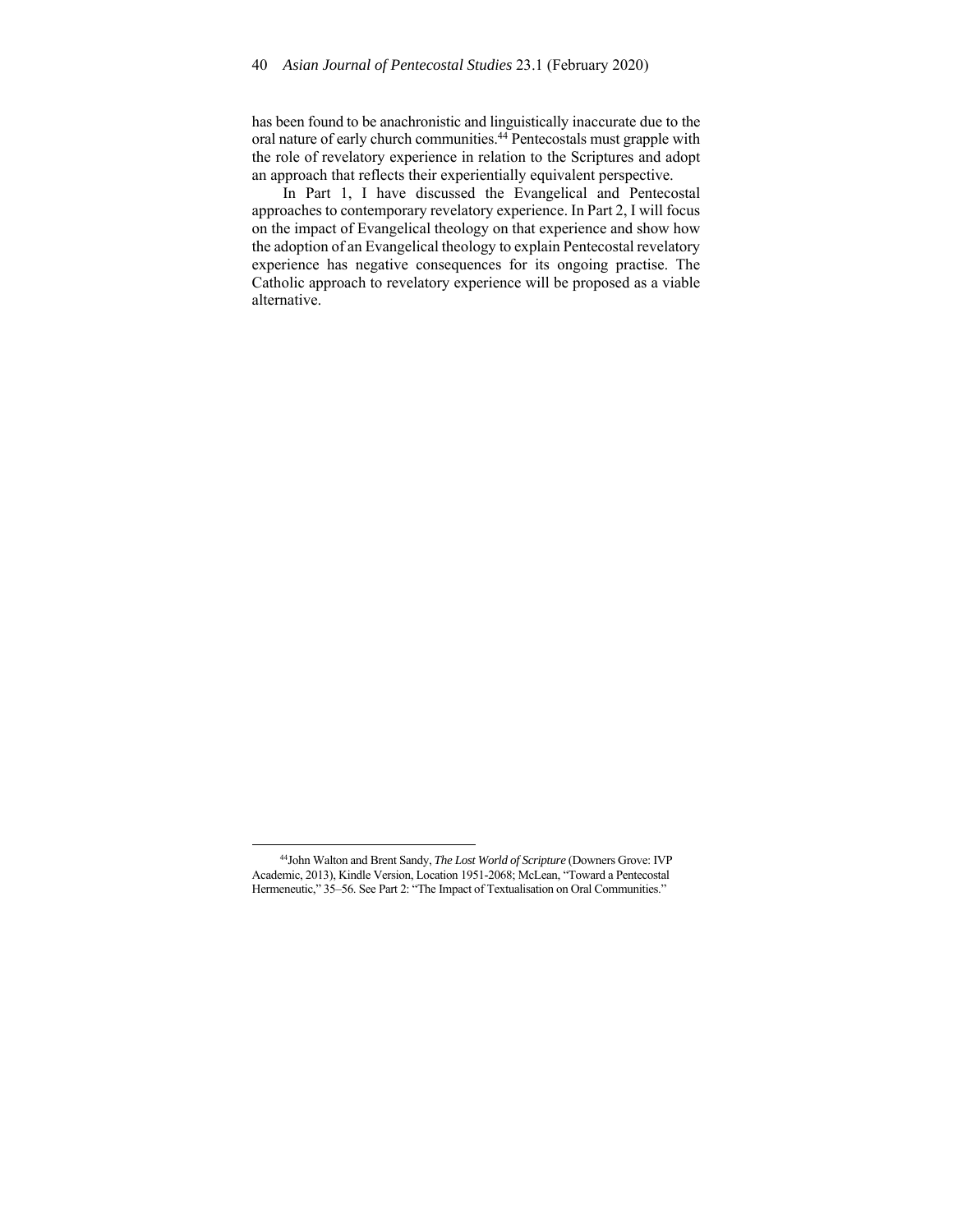has been found to be anachronistic and linguistically inaccurate due to the oral nature of early church communities.[44] Pentecostals must grapple with the role of revelatory experience in relation to the Scriptures and adopt an approach that reflects their experientially equivalent perspective.

In Part 1, I have discussed the Evangelical and Pentecostal approaches to contemporary revelatory experience. In Part 2, I will focus on the impact of Evangelical theology on that experience and show how the adoption of an Evangelical theology to explain Pentecostal revelatory experience has negative consequences for its ongoing practise. The Catholic approach to revelatory experience will be proposed as a viable alternative.

---

[44]John Walton and Brent Sandy, *The Lost World of Scripture* (Downers Grove: IVP Academic, 2013), Kindle Version, Location 1951-2068; McLean, "Toward a Pentecostal Hermeneutic," 35–56. See Part 2: "The Impact of Textualisation on Oral Communities."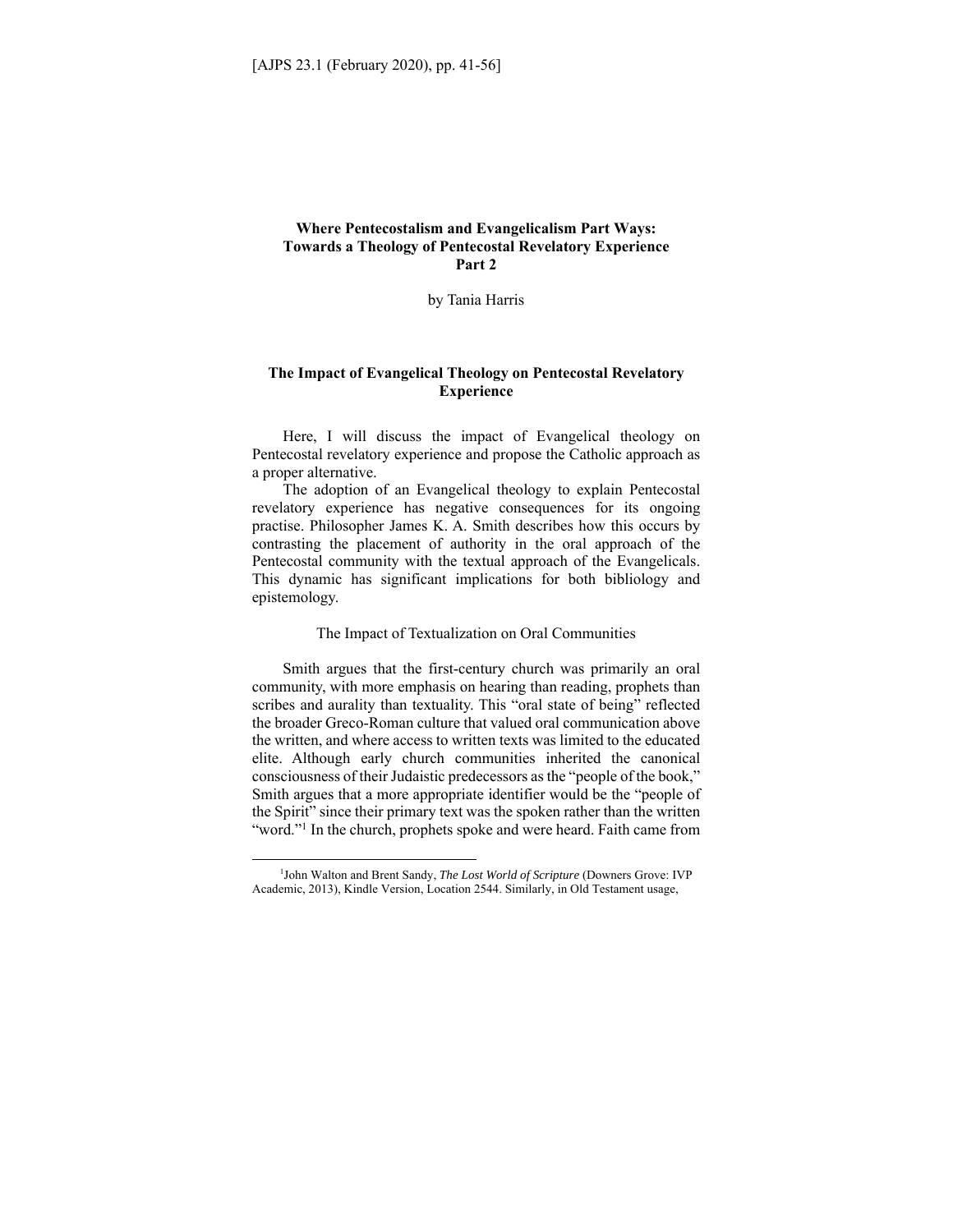# Where Pentecostalism and Evangelicalism Part Ways: Towards a Theology of Pentecostal Revelatory Experience Part 2

by Tania Harris

## The Impact of Evangelical Theology on Pentecostal Revelatory Experience

Here, I will discuss the impact of Evangelical theology on Pentecostal revelatory experience and propose the Catholic approach as a proper alternative.

The adoption of an Evangelical theology to explain Pentecostal revelatory experience has negative consequences for its ongoing practise. Philosopher James K. A. Smith describes how this occurs by contrasting the placement of authority in the oral approach of the Pentecostal community with the textual approach of the Evangelicals. This dynamic has significant implications for both bibliology and epistemology.

### The Impact of Textualization on Oral Communities

Smith argues that the first-century church was primarily an oral community, with more emphasis on hearing than reading, prophets than scribes and aurality than textuality. This "oral state of being" reflected the broader Greco-Roman culture that valued oral communication above the written, and where access to written texts was limited to the educated elite. Although early church communities inherited the canonical consciousness of their Judaistic predecessors as the "people of the book," Smith argues that a more appropriate identifier would be the "people of the Spirit" since their primary text was the spoken rather than the written "word."[1] In the church, prophets spoke and were heard. Faith came from

---

[1] John Walton and Brent Sandy, *The Lost World of Scripture* (Downers Grove: IVP Academic, 2013), Kindle Version, Location 2544. Similarly, in Old Testament usage,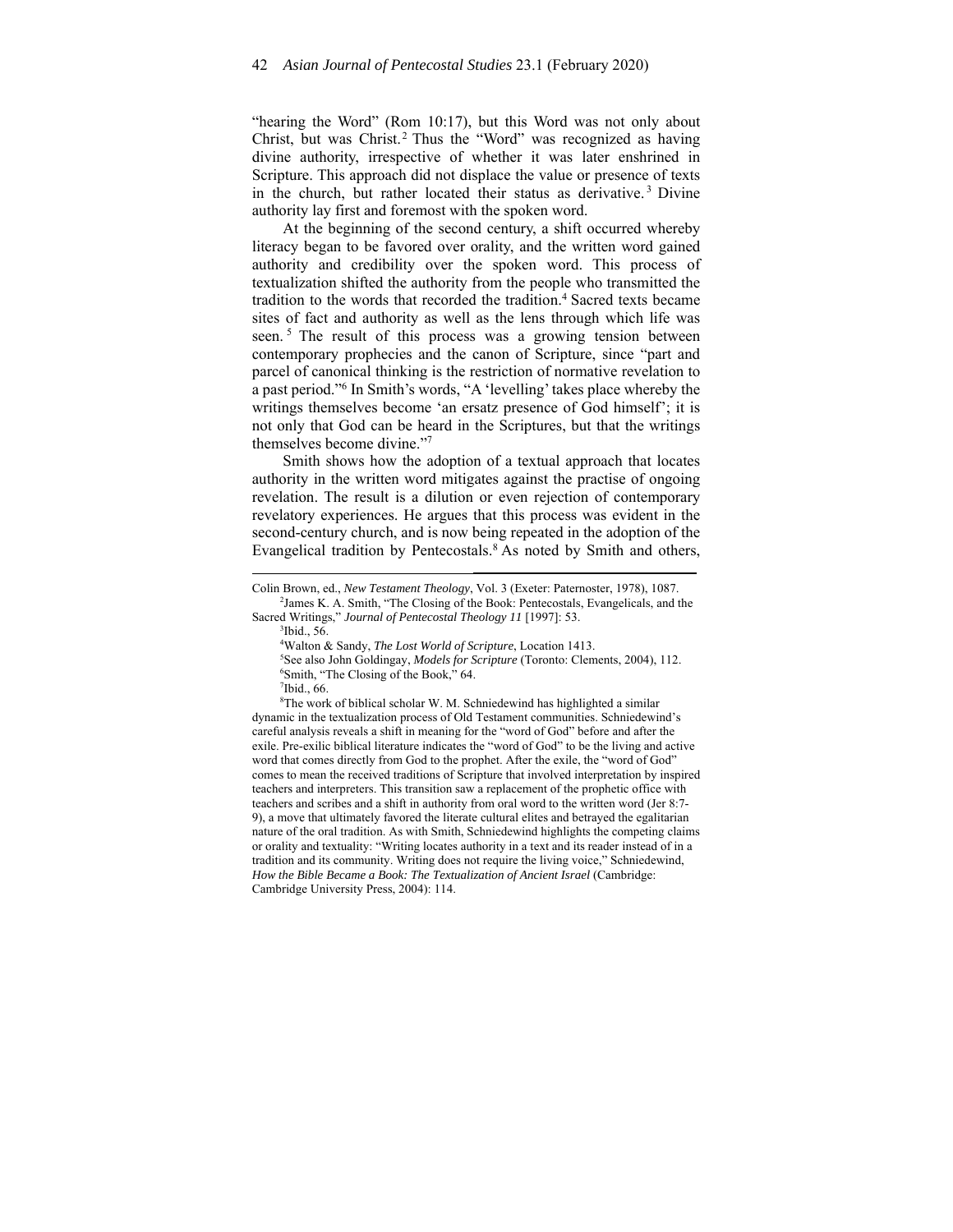"hearing the Word" (Rom 10:17), but this Word was not only about Christ, but was Christ.[2] Thus the "Word" was recognized as having divine authority, irrespective of whether it was later enshrined in Scripture. This approach did not displace the value or presence of texts in the church, but rather located their status as derivative.[3] Divine authority lay first and foremost with the spoken word.

At the beginning of the second century, a shift occurred whereby literacy began to be favored over orality, and the written word gained authority and credibility over the spoken word. This process of textualization shifted the authority from the people who transmitted the tradition to the words that recorded the tradition.[4] Sacred texts became sites of fact and authority as well as the lens through which life was seen.[5] The result of this process was a growing tension between contemporary prophecies and the canon of Scripture, since "part and parcel of canonical thinking is the restriction of normative revelation to a past period."[6] In Smith's words, "A 'levelling' takes place whereby the writings themselves become 'an ersatz presence of God himself'; it is not only that God can be heard in the Scriptures, but that the writings themselves become divine."[7]

Smith shows how the adoption of a textual approach that locates authority in the written word mitigates against the practise of ongoing revelation. The result is a dilution or even rejection of contemporary revelatory experiences. He argues that this process was evident in the second-century church, and is now being repeated in the adoption of the Evangelical tradition by Pentecostals.[8] As noted by Smith and others,

---

Colin Brown, ed., *New Testament Theology*, Vol. 3 (Exeter: Paternoster, 1978), 1087.

[2]James K. A. Smith, "The Closing of the Book: Pentecostals, Evangelicals, and the Sacred Writings," *Journal of Pentecostal Theology 11* [1997]: 53.

[3]Ibid., 56.

[4]Walton & Sandy, *The Lost World of Scripture*, Location 1413.

[5]See also John Goldingay, *Models for Scripture* (Toronto: Clements, 2004), 112.

[6]Smith, "The Closing of the Book," 64.

[7]Ibid., 66.

[8]The work of biblical scholar W. M. Schniedewind has highlighted a similar dynamic in the textualization process of Old Testament communities. Schniedewind's careful analysis reveals a shift in meaning for the "word of God" before and after the exile. Pre-exilic biblical literature indicates the "word of God" to be the living and active word that comes directly from God to the prophet. After the exile, the "word of God" comes to mean the received traditions of Scripture that involved interpretation by inspired teachers and interpreters. This transition saw a replacement of the prophetic office with teachers and scribes and a shift in authority from oral word to the written word (Jer 8:7-9), a move that ultimately favored the literate cultural elites and betrayed the egalitarian nature of the oral tradition. As with Smith, Schniedewind highlights the competing claims or orality and textuality: "Writing locates authority in a text and its reader instead of in a tradition and its community. Writing does not require the living voice," Schniedewind, *How the Bible Became a Book: The Textualization of Ancient Israel* (Cambridge: Cambridge University Press, 2004): 114.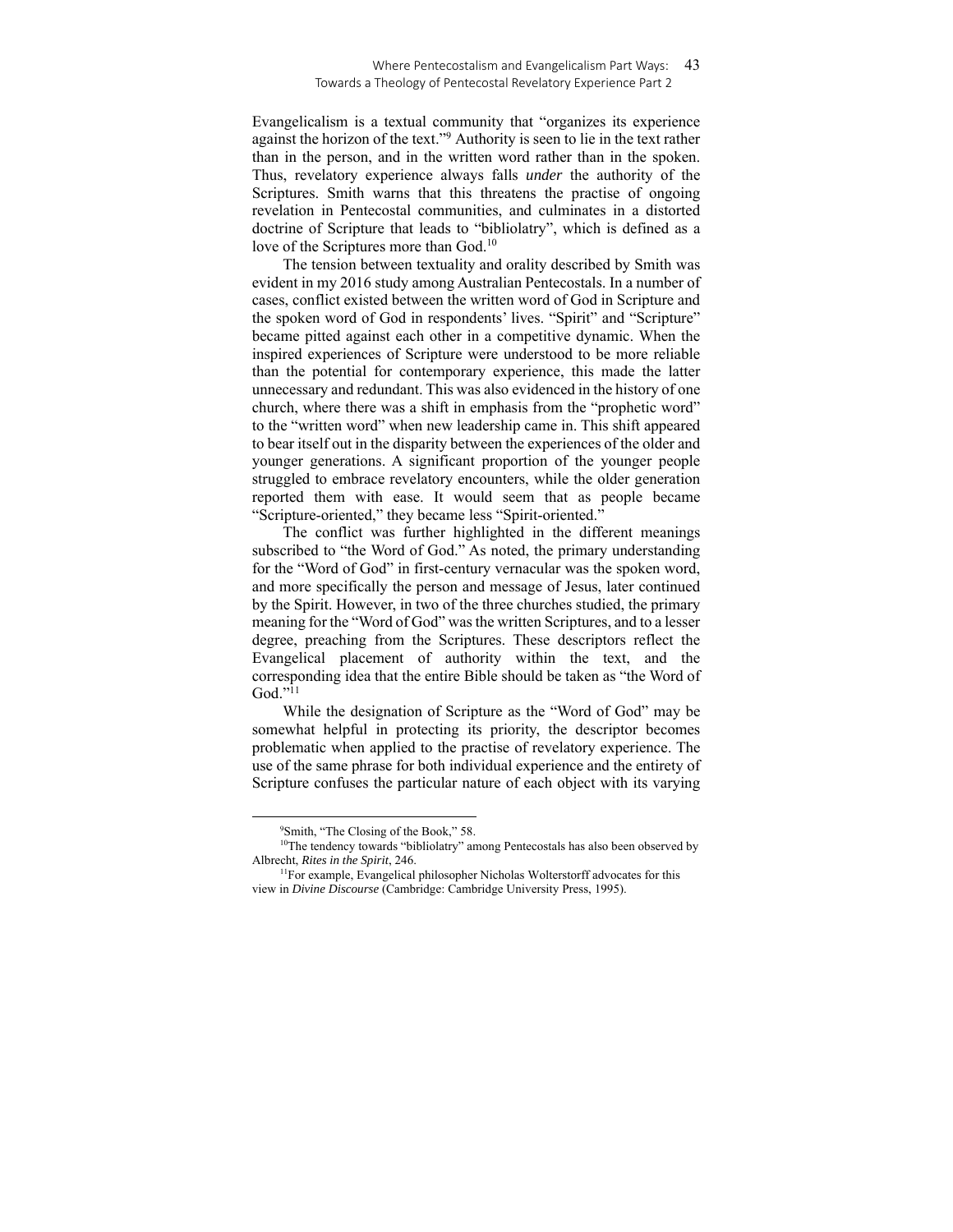Evangelicalism is a textual community that "organizes its experience against the horizon of the text."[9] Authority is seen to lie in the text rather than in the person, and in the written word rather than in the spoken. Thus, revelatory experience always falls *under* the authority of the Scriptures. Smith warns that this threatens the practise of ongoing revelation in Pentecostal communities, and culminates in a distorted doctrine of Scripture that leads to "bibliolatry", which is defined as a love of the Scriptures more than God.[10]

The tension between textuality and orality described by Smith was evident in my 2016 study among Australian Pentecostals. In a number of cases, conflict existed between the written word of God in Scripture and the spoken word of God in respondents' lives. "Spirit" and "Scripture" became pitted against each other in a competitive dynamic. When the inspired experiences of Scripture were understood to be more reliable than the potential for contemporary experience, this made the latter unnecessary and redundant. This was also evidenced in the history of one church, where there was a shift in emphasis from the "prophetic word" to the "written word" when new leadership came in. This shift appeared to bear itself out in the disparity between the experiences of the older and younger generations. A significant proportion of the younger people struggled to embrace revelatory encounters, while the older generation reported them with ease. It would seem that as people became "Scripture-oriented," they became less "Spirit-oriented."

The conflict was further highlighted in the different meanings subscribed to "the Word of God." As noted, the primary understanding for the "Word of God" in first-century vernacular was the spoken word, and more specifically the person and message of Jesus, later continued by the Spirit. However, in two of the three churches studied, the primary meaning for the "Word of God" was the written Scriptures, and to a lesser degree, preaching from the Scriptures. These descriptors reflect the Evangelical placement of authority within the text, and the corresponding idea that the entire Bible should be taken as "the Word of God."[11]

While the designation of Scripture as the "Word of God" may be somewhat helpful in protecting its priority, the descriptor becomes problematic when applied to the practise of revelatory experience. The use of the same phrase for both individual experience and the entirety of Scripture confuses the particular nature of each object with its varying

---

[9] Smith, "The Closing of the Book," 58.

[10] The tendency towards "bibliolatry" among Pentecostals has also been observed by Albrecht, *Rites in the Spirit*, 246.

[11] For example, Evangelical philosopher Nicholas Wolterstorff advocates for this view in *Divine Discourse* (Cambridge: Cambridge University Press, 1995).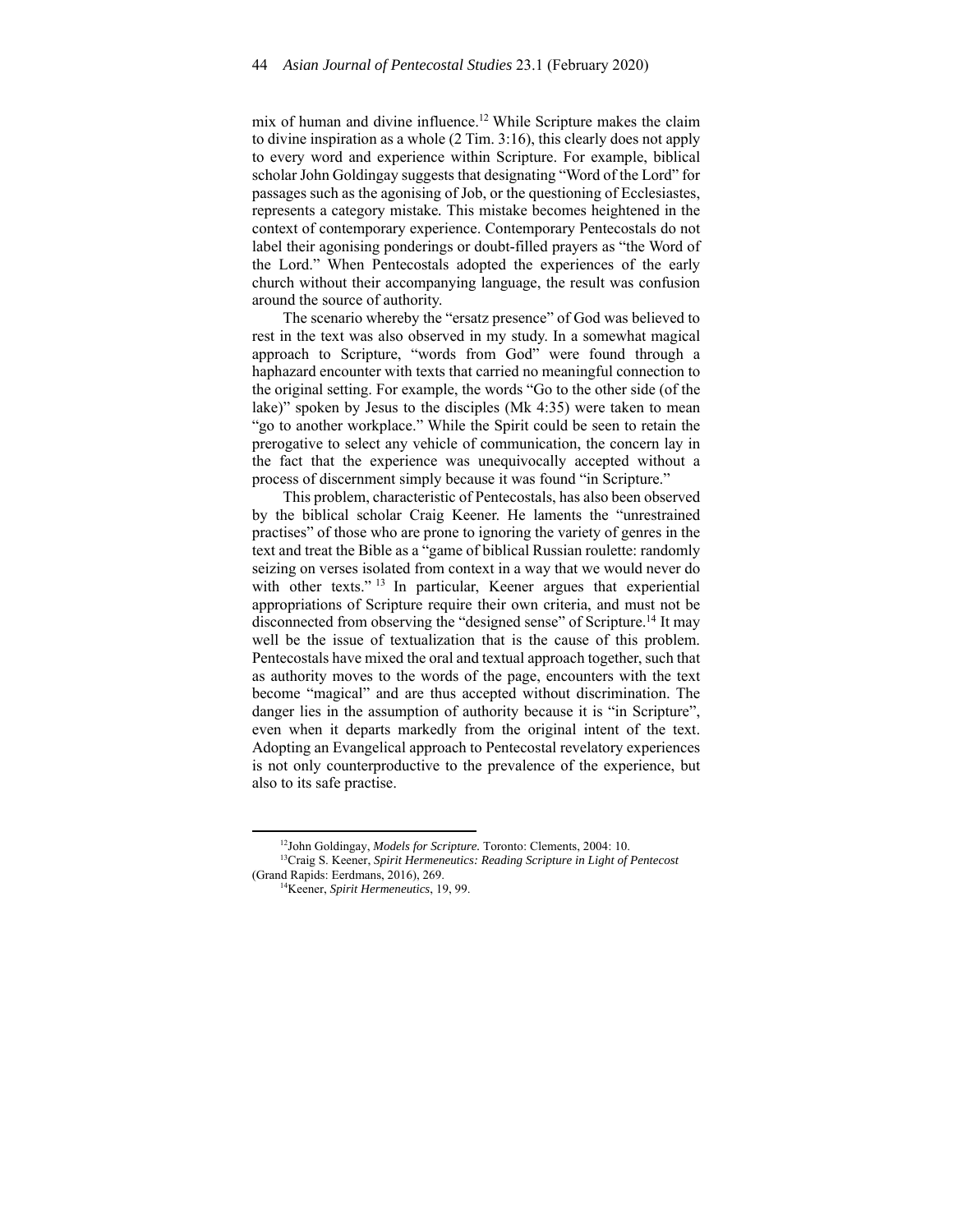mix of human and divine influence.[12] While Scripture makes the claim to divine inspiration as a whole (2 Tim. 3:16), this clearly does not apply to every word and experience within Scripture. For example, biblical scholar John Goldingay suggests that designating "Word of the Lord" for passages such as the agonising of Job, or the questioning of Ecclesiastes, represents a category mistake. This mistake becomes heightened in the context of contemporary experience. Contemporary Pentecostals do not label their agonising ponderings or doubt-filled prayers as "the Word of the Lord." When Pentecostals adopted the experiences of the early church without their accompanying language, the result was confusion around the source of authority.

The scenario whereby the "ersatz presence" of God was believed to rest in the text was also observed in my study. In a somewhat magical approach to Scripture, "words from God" were found through a haphazard encounter with texts that carried no meaningful connection to the original setting. For example, the words "Go to the other side (of the lake)" spoken by Jesus to the disciples (Mk 4:35) were taken to mean "go to another workplace." While the Spirit could be seen to retain the prerogative to select any vehicle of communication, the concern lay in the fact that the experience was unequivocally accepted without a process of discernment simply because it was found "in Scripture."

This problem, characteristic of Pentecostals, has also been observed by the biblical scholar Craig Keener. He laments the "unrestrained practises" of those who are prone to ignoring the variety of genres in the text and treat the Bible as a "game of biblical Russian roulette: randomly seizing on verses isolated from context in a way that we would never do with other texts."[13] In particular, Keener argues that experiential appropriations of Scripture require their own criteria, and must not be disconnected from observing the "designed sense" of Scripture.[14] It may well be the issue of textualization that is the cause of this problem. Pentecostals have mixed the oral and textual approach together, such that as authority moves to the words of the page, encounters with the text become "magical" and are thus accepted without discrimination. The danger lies in the assumption of authority because it is "in Scripture", even when it departs markedly from the original intent of the text. Adopting an Evangelical approach to Pentecostal revelatory experiences is not only counterproductive to the prevalence of the experience, but also to its safe practise.

---

[12]John Goldingay, *Models for Scripture.* Toronto: Clements, 2004: 10.

[13]Craig S. Keener, *Spirit Hermeneutics: Reading Scripture in Light of Pentecost* (Grand Rapids: Eerdmans, 2016), 269.

[14]Keener, *Spirit Hermeneutics*, 19, 99.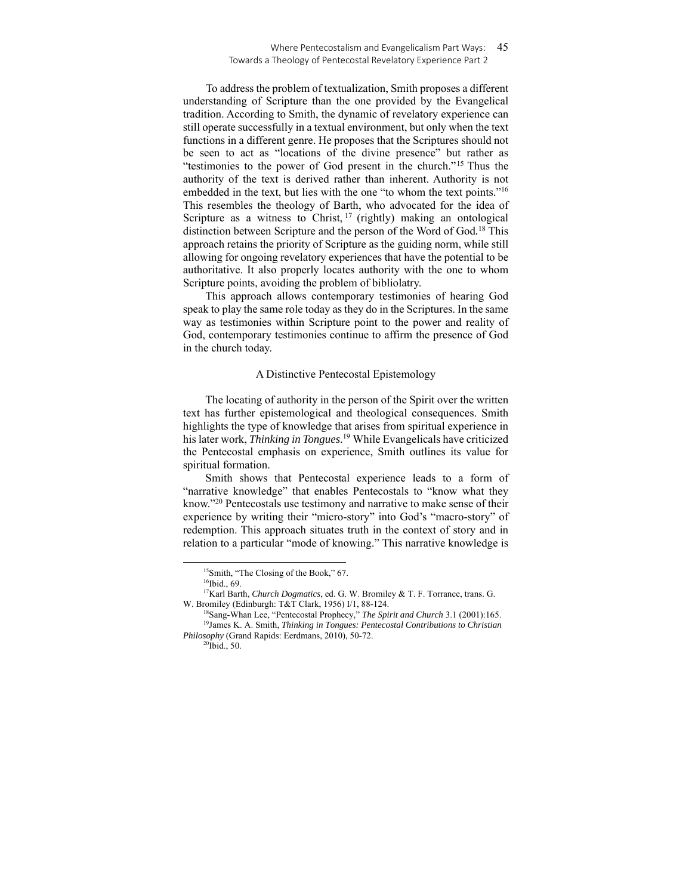To address the problem of textualization, Smith proposes a different understanding of Scripture than the one provided by the Evangelical tradition. According to Smith, the dynamic of revelatory experience can still operate successfully in a textual environment, but only when the text functions in a different genre. He proposes that the Scriptures should not be seen to act as "locations of the divine presence" but rather as "testimonies to the power of God present in the church."[15] Thus the authority of the text is derived rather than inherent. Authority is not embedded in the text, but lies with the one "to whom the text points."[16] This resembles the theology of Barth, who advocated for the idea of Scripture as a witness to Christ,[17] (rightly) making an ontological distinction between Scripture and the person of the Word of God.[18] This approach retains the priority of Scripture as the guiding norm, while still allowing for ongoing revelatory experiences that have the potential to be authoritative. It also properly locates authority with the one to whom Scripture points, avoiding the problem of bibliolatry.

This approach allows contemporary testimonies of hearing God speak to play the same role today as they do in the Scriptures. In the same way as testimonies within Scripture point to the power and reality of God, contemporary testimonies continue to affirm the presence of God in the church today.

## A Distinctive Pentecostal Epistemology

The locating of authority in the person of the Spirit over the written text has further epistemological and theological consequences. Smith highlights the type of knowledge that arises from spiritual experience in his later work, *Thinking in Tongues*.[19] While Evangelicals have criticized the Pentecostal emphasis on experience, Smith outlines its value for spiritual formation.

Smith shows that Pentecostal experience leads to a form of "narrative knowledge" that enables Pentecostals to "know what they know."[20] Pentecostals use testimony and narrative to make sense of their experience by writing their "micro-story" into God's "macro-story" of redemption. This approach situates truth in the context of story and in relation to a particular "mode of knowing." This narrative knowledge is

---

[15] Smith, "The Closing of the Book," 67.

[16] Ibid., 69.

[17] Karl Barth, *Church Dogmatics*, ed. G. W. Bromiley & T. F. Torrance, trans. G. W. Bromiley (Edinburgh: T&T Clark, 1956) I/1, 88-124.

[18] Sang-Whan Lee, "Pentecostal Prophecy," *The Spirit and Church* 3.1 (2001):165.

[19] James K. A. Smith, *Thinking in Tongues: Pentecostal Contributions to Christian Philosophy* (Grand Rapids: Eerdmans, 2010), 50-72.

[20] Ibid., 50.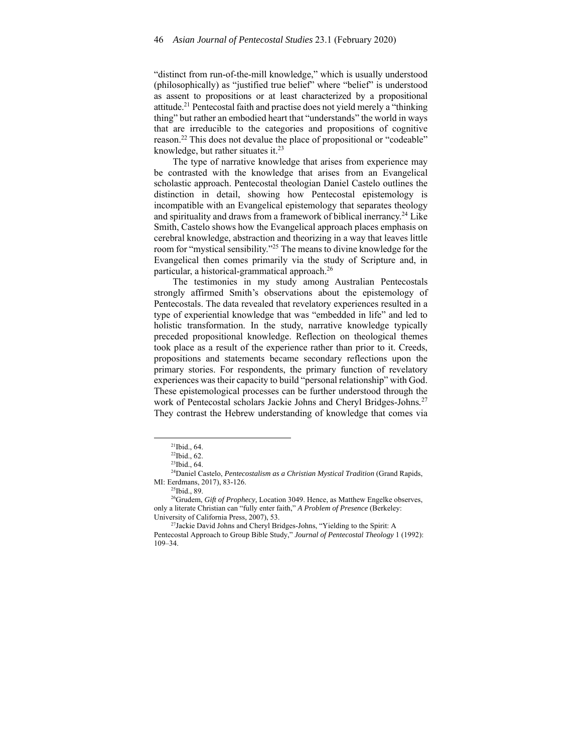"distinct from run-of-the-mill knowledge," which is usually understood (philosophically) as "justified true belief" where "belief" is understood as assent to propositions or at least characterized by a propositional attitude.[21] Pentecostal faith and practise does not yield merely a "thinking thing" but rather an embodied heart that "understands" the world in ways that are irreducible to the categories and propositions of cognitive reason.[22] This does not devalue the place of propositional or "codeable" knowledge, but rather situates it.[23]

The type of narrative knowledge that arises from experience may be contrasted with the knowledge that arises from an Evangelical scholastic approach. Pentecostal theologian Daniel Castelo outlines the distinction in detail, showing how Pentecostal epistemology is incompatible with an Evangelical epistemology that separates theology and spirituality and draws from a framework of biblical inerrancy.[24] Like Smith, Castelo shows how the Evangelical approach places emphasis on cerebral knowledge, abstraction and theorizing in a way that leaves little room for "mystical sensibility."[25] The means to divine knowledge for the Evangelical then comes primarily via the study of Scripture and, in particular, a historical-grammatical approach.[26]

The testimonies in my study among Australian Pentecostals strongly affirmed Smith's observations about the epistemology of Pentecostals. The data revealed that revelatory experiences resulted in a type of experiential knowledge that was "embedded in life" and led to holistic transformation. In the study, narrative knowledge typically preceded propositional knowledge. Reflection on theological themes took place as a result of the experience rather than prior to it. Creeds, propositions and statements became secondary reflections upon the primary stories. For respondents, the primary function of revelatory experiences was their capacity to build "personal relationship" with God. These epistemological processes can be further understood through the work of Pentecostal scholars Jackie Johns and Cheryl Bridges-Johns.[27] They contrast the Hebrew understanding of knowledge that comes via

---

[21] Ibid., 64.

[22] Ibid., 62.

[23] Ibid., 64.

[24] Daniel Castelo, *Pentecostalism as a Christian Mystical Tradition* (Grand Rapids, MI: Eerdmans, 2017), 83-126.

[25] Ibid., 89.

[26] Grudem, *Gift of Prophecy,* Location 3049. Hence, as Matthew Engelke observes, only a literate Christian can "fully enter faith," *A Problem of Presence* (Berkeley: University of California Press, 2007), 53.

[27] Jackie David Johns and Cheryl Bridges-Johns, "Yielding to the Spirit: A Pentecostal Approach to Group Bible Study," *Journal of Pentecostal Theology* 1 (1992): 109–34.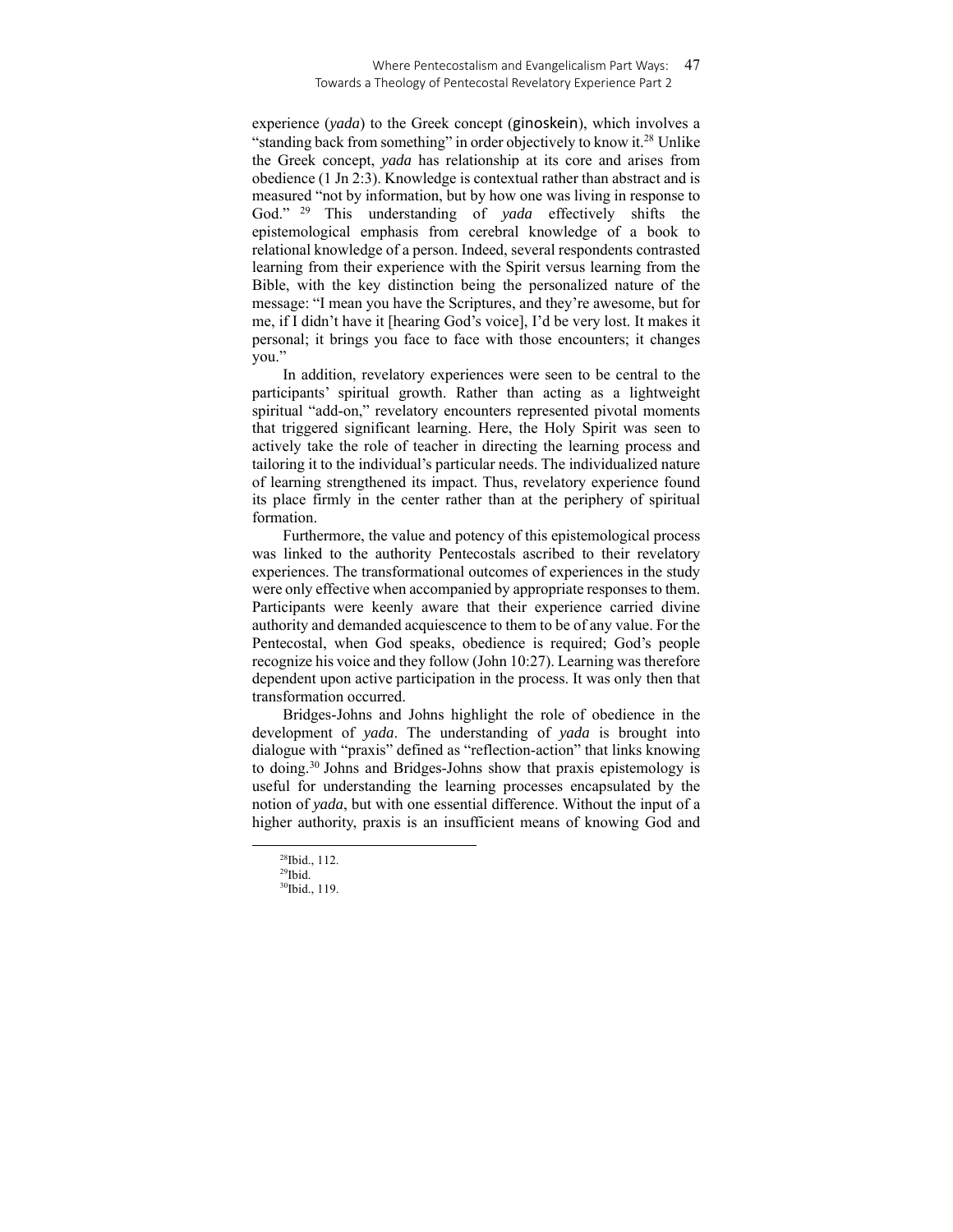experience (*yada*) to the Greek concept (ginoskein), which involves a "standing back from something" in order objectively to know it.[28] Unlike the Greek concept, *yada* has relationship at its core and arises from obedience (1 Jn 2:3). Knowledge is contextual rather than abstract and is measured "not by information, but by how one was living in response to God."[29] This understanding of *yada* effectively shifts the epistemological emphasis from cerebral knowledge of a book to relational knowledge of a person. Indeed, several respondents contrasted learning from their experience with the Spirit versus learning from the Bible, with the key distinction being the personalized nature of the message: "I mean you have the Scriptures, and they're awesome, but for me, if I didn't have it [hearing God's voice], I'd be very lost. It makes it personal; it brings you face to face with those encounters; it changes you."

In addition, revelatory experiences were seen to be central to the participants' spiritual growth. Rather than acting as a lightweight spiritual "add-on," revelatory encounters represented pivotal moments that triggered significant learning. Here, the Holy Spirit was seen to actively take the role of teacher in directing the learning process and tailoring it to the individual's particular needs. The individualized nature of learning strengthened its impact. Thus, revelatory experience found its place firmly in the center rather than at the periphery of spiritual formation.

Furthermore, the value and potency of this epistemological process was linked to the authority Pentecostals ascribed to their revelatory experiences. The transformational outcomes of experiences in the study were only effective when accompanied by appropriate responses to them. Participants were keenly aware that their experience carried divine authority and demanded acquiescence to them to be of any value. For the Pentecostal, when God speaks, obedience is required; God's people recognize his voice and they follow (John 10:27). Learning was therefore dependent upon active participation in the process. It was only then that transformation occurred.

Bridges-Johns and Johns highlight the role of obedience in the development of *yada*. The understanding of *yada* is brought into dialogue with "praxis" defined as "reflection-action" that links knowing to doing.[30] Johns and Bridges-Johns show that praxis epistemology is useful for understanding the learning processes encapsulated by the notion of *yada*, but with one essential difference. Without the input of a higher authority, praxis is an insufficient means of knowing God and

---

[28]Ibid., 112.

[29]Ibid.

[30]Ibid., 119.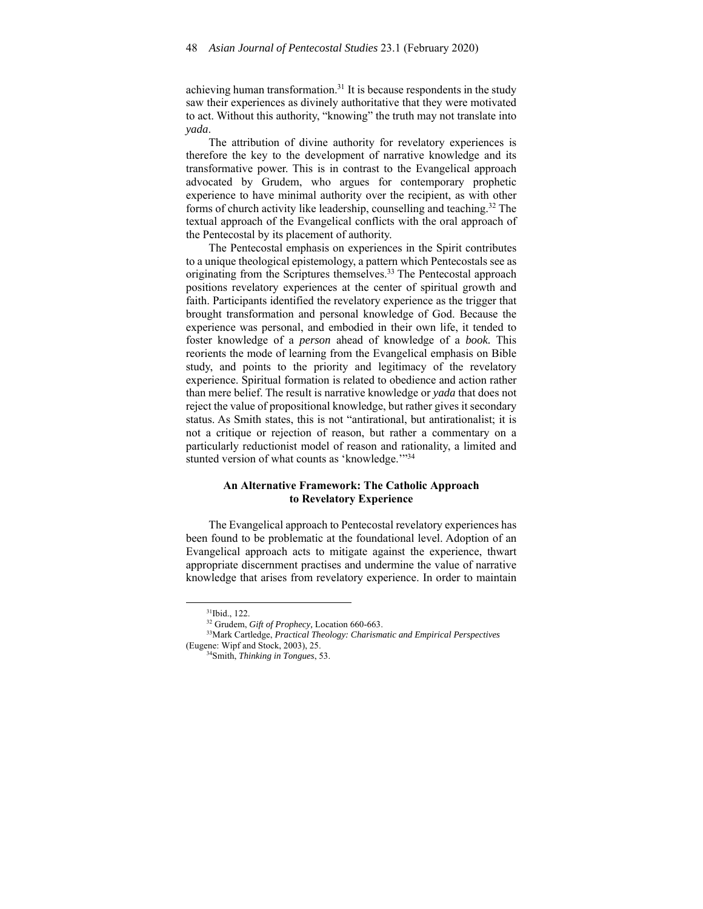achieving human transformation.[31] It is because respondents in the study saw their experiences as divinely authoritative that they were motivated to act. Without this authority, "knowing" the truth may not translate into *yada*.

The attribution of divine authority for revelatory experiences is therefore the key to the development of narrative knowledge and its transformative power. This is in contrast to the Evangelical approach advocated by Grudem, who argues for contemporary prophetic experience to have minimal authority over the recipient, as with other forms of church activity like leadership, counselling and teaching.[32] The textual approach of the Evangelical conflicts with the oral approach of the Pentecostal by its placement of authority.

The Pentecostal emphasis on experiences in the Spirit contributes to a unique theological epistemology, a pattern which Pentecostals see as originating from the Scriptures themselves.[33] The Pentecostal approach positions revelatory experiences at the center of spiritual growth and faith. Participants identified the revelatory experience as the trigger that brought transformation and personal knowledge of God. Because the experience was personal, and embodied in their own life, it tended to foster knowledge of a *person* ahead of knowledge of a *book.* This reorients the mode of learning from the Evangelical emphasis on Bible study, and points to the priority and legitimacy of the revelatory experience. Spiritual formation is related to obedience and action rather than mere belief. The result is narrative knowledge or *yada* that does not reject the value of propositional knowledge, but rather gives it secondary status. As Smith states, this is not "antirational, but antirationalist; it is not a critique or rejection of reason, but rather a commentary on a particularly reductionist model of reason and rationality, a limited and stunted version of what counts as 'knowledge.'"[34]

## An Alternative Framework: The Catholic Approach to Revelatory Experience

The Evangelical approach to Pentecostal revelatory experiences has been found to be problematic at the foundational level. Adoption of an Evangelical approach acts to mitigate against the experience, thwart appropriate discernment practises and undermine the value of narrative knowledge that arises from revelatory experience. In order to maintain

---

[31] Ibid., 122.

[32] Grudem, *Gift of Prophecy*, Location 660-663.

[33] Mark Cartledge, *Practical Theology: Charismatic and Empirical Perspectives* (Eugene: Wipf and Stock, 2003), 25.

[34] Smith, *Thinking in Tongues*, 53.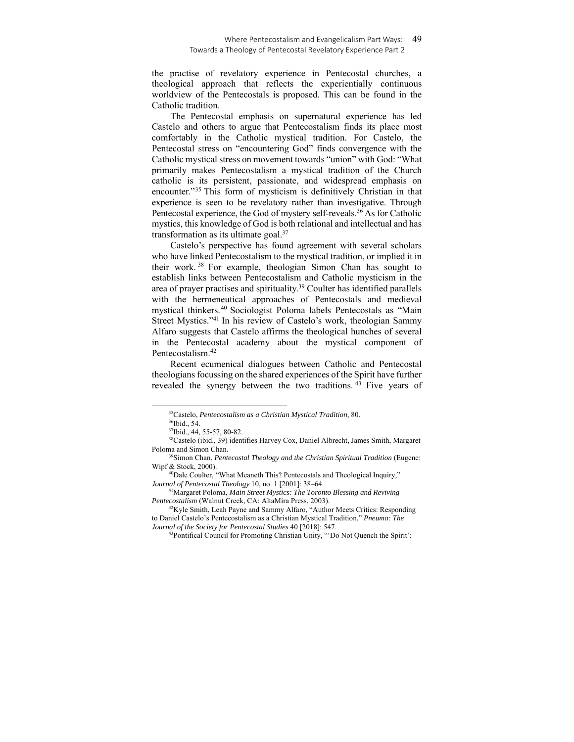the practise of revelatory experience in Pentecostal churches, a theological approach that reflects the experientially continuous worldview of the Pentecostals is proposed. This can be found in the Catholic tradition.

The Pentecostal emphasis on supernatural experience has led Castelo and others to argue that Pentecostalism finds its place most comfortably in the Catholic mystical tradition. For Castelo, the Pentecostal stress on "encountering God" finds convergence with the Catholic mystical stress on movement towards "union" with God: "What primarily makes Pentecostalism a mystical tradition of the Church catholic is its persistent, passionate, and widespread emphasis on encounter."[35] This form of mysticism is definitively Christian in that experience is seen to be revelatory rather than investigative. Through Pentecostal experience, the God of mystery self-reveals.[36] As for Catholic mystics, this knowledge of God is both relational and intellectual and has transformation as its ultimate goal.[37]

Castelo's perspective has found agreement with several scholars who have linked Pentecostalism to the mystical tradition, or implied it in their work.[38] For example, theologian Simon Chan has sought to establish links between Pentecostalism and Catholic mysticism in the area of prayer practises and spirituality.[39] Coulter has identified parallels with the hermeneutical approaches of Pentecostals and medieval mystical thinkers.[40] Sociologist Poloma labels Pentecostals as "Main Street Mystics."[41] In his review of Castelo's work, theologian Sammy Alfaro suggests that Castelo affirms the theological hunches of several in the Pentecostal academy about the mystical component of Pentecostalism.[42]

Recent ecumenical dialogues between Catholic and Pentecostal theologians focussing on the shared experiences of the Spirit have further revealed the synergy between the two traditions.[43] Five years of

---

[35]Castelo, *Pentecostalism as a Christian Mystical Tradition*, 80.

[36]Ibid., 54.

[37]Ibid., 44, 55-57, 80-82.

[38]Castelo (ibid., 39) identifies Harvey Cox, Daniel Albrecht, James Smith, Margaret Poloma and Simon Chan.

[39]Simon Chan, *Pentecostal Theology and the Christian Spiritual Tradition* (Eugene: Wipf & Stock, 2000).

[40]Dale Coulter, "What Meaneth This? Pentecostals and Theological Inquiry," *Journal of Pentecostal Theology* 10, no. 1 [2001]: 38–64.

[41]Margaret Poloma, *Main Street Mystics: The Toronto Blessing and Reviving Pentecostalism* (Walnut Creek, CA: AltaMira Press, 2003).

[42]Kyle Smith, Leah Payne and Sammy Alfaro, "Author Meets Critics: Responding to Daniel Castelo's Pentecostalism as a Christian Mystical Tradition," *Pneuma: The Journal of the Society for Pentecostal Studies* 40 [2018]: 547.

[43]Pontifical Council for Promoting Christian Unity, "'Do Not Quench the Spirit':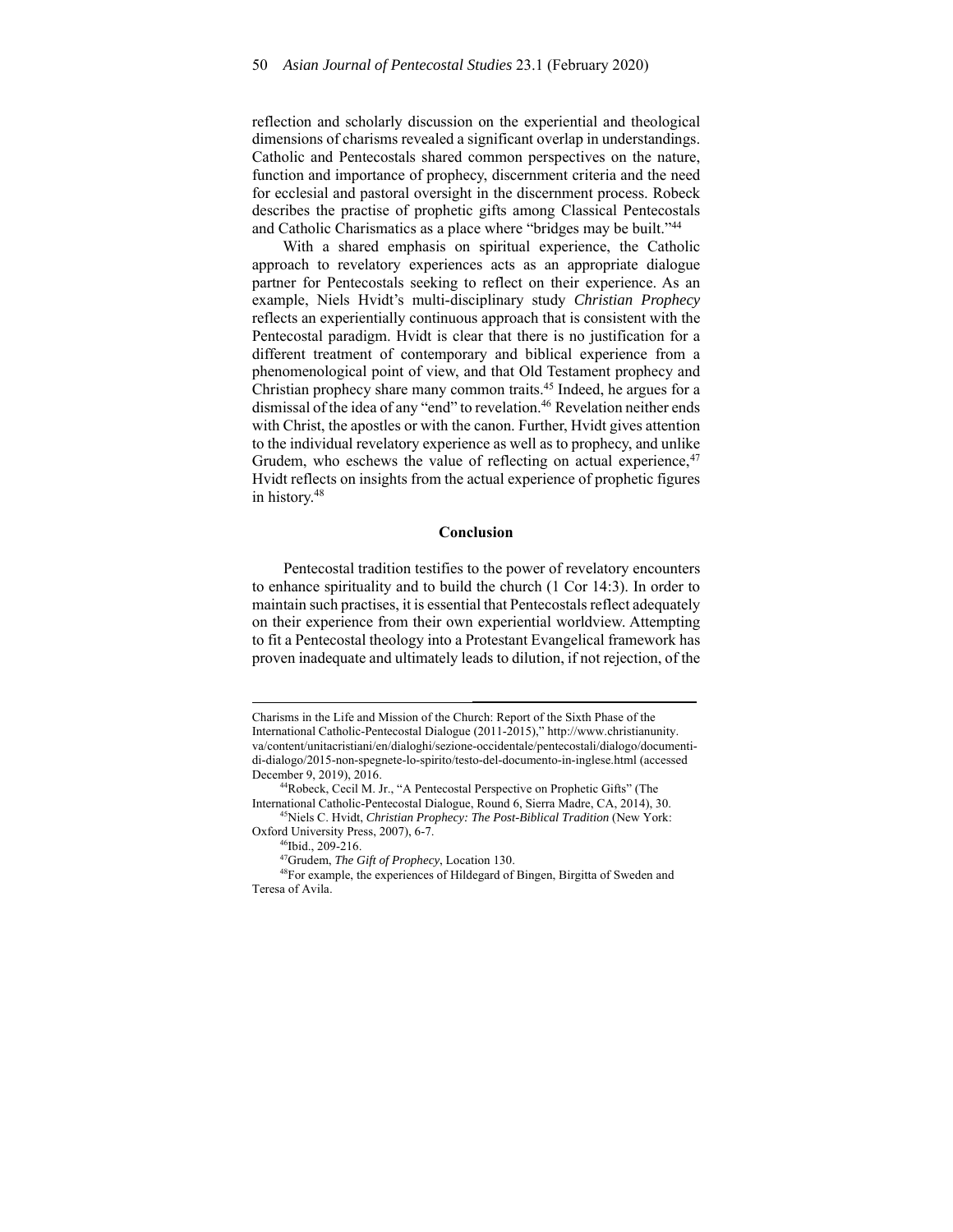reflection and scholarly discussion on the experiential and theological dimensions of charisms revealed a significant overlap in understandings. Catholic and Pentecostals shared common perspectives on the nature, function and importance of prophecy, discernment criteria and the need for ecclesial and pastoral oversight in the discernment process. Robeck describes the practise of prophetic gifts among Classical Pentecostals and Catholic Charismatics as a place where "bridges may be built."[44]

With a shared emphasis on spiritual experience, the Catholic approach to revelatory experiences acts as an appropriate dialogue partner for Pentecostals seeking to reflect on their experience. As an example, Niels Hvidt's multi-disciplinary study *Christian Prophecy* reflects an experientially continuous approach that is consistent with the Pentecostal paradigm. Hvidt is clear that there is no justification for a different treatment of contemporary and biblical experience from a phenomenological point of view, and that Old Testament prophecy and Christian prophecy share many common traits.[45] Indeed, he argues for a dismissal of the idea of any "end" to revelation.[46] Revelation neither ends with Christ, the apostles or with the canon. Further, Hvidt gives attention to the individual revelatory experience as well as to prophecy, and unlike Grudem, who eschews the value of reflecting on actual experience,[47] Hvidt reflects on insights from the actual experience of prophetic figures in history.[48]

## Conclusion

Pentecostal tradition testifies to the power of revelatory encounters to enhance spirituality and to build the church (1 Cor 14:3). In order to maintain such practises, it is essential that Pentecostals reflect adequately on their experience from their own experiential worldview. Attempting to fit a Pentecostal theology into a Protestant Evangelical framework has proven inadequate and ultimately leads to dilution, if not rejection, of the

---

Charisms in the Life and Mission of the Church: Report of the Sixth Phase of the International Catholic-Pentecostal Dialogue (2011-2015)," http://www.christianunity.va/content/unitacristiani/en/dialoghi/sezione-occidentale/pentecostali/dialogo/documenti-di-dialogo/2015-non-spegnete-lo-spirito/testo-del-documento-in-inglese.html (accessed December 9, 2019), 2016.

[44] Robeck, Cecil M. Jr., "A Pentecostal Perspective on Prophetic Gifts" (The International Catholic-Pentecostal Dialogue, Round 6, Sierra Madre, CA, 2014), 30.

[45] Niels C. Hvidt, *Christian Prophecy: The Post-Biblical Tradition* (New York: Oxford University Press, 2007), 6-7.

[46] Ibid., 209-216.

[47] Grudem, *The Gift of Prophecy*, Location 130.

[48] For example, the experiences of Hildegard of Bingen, Birgitta of Sweden and Teresa of Avila.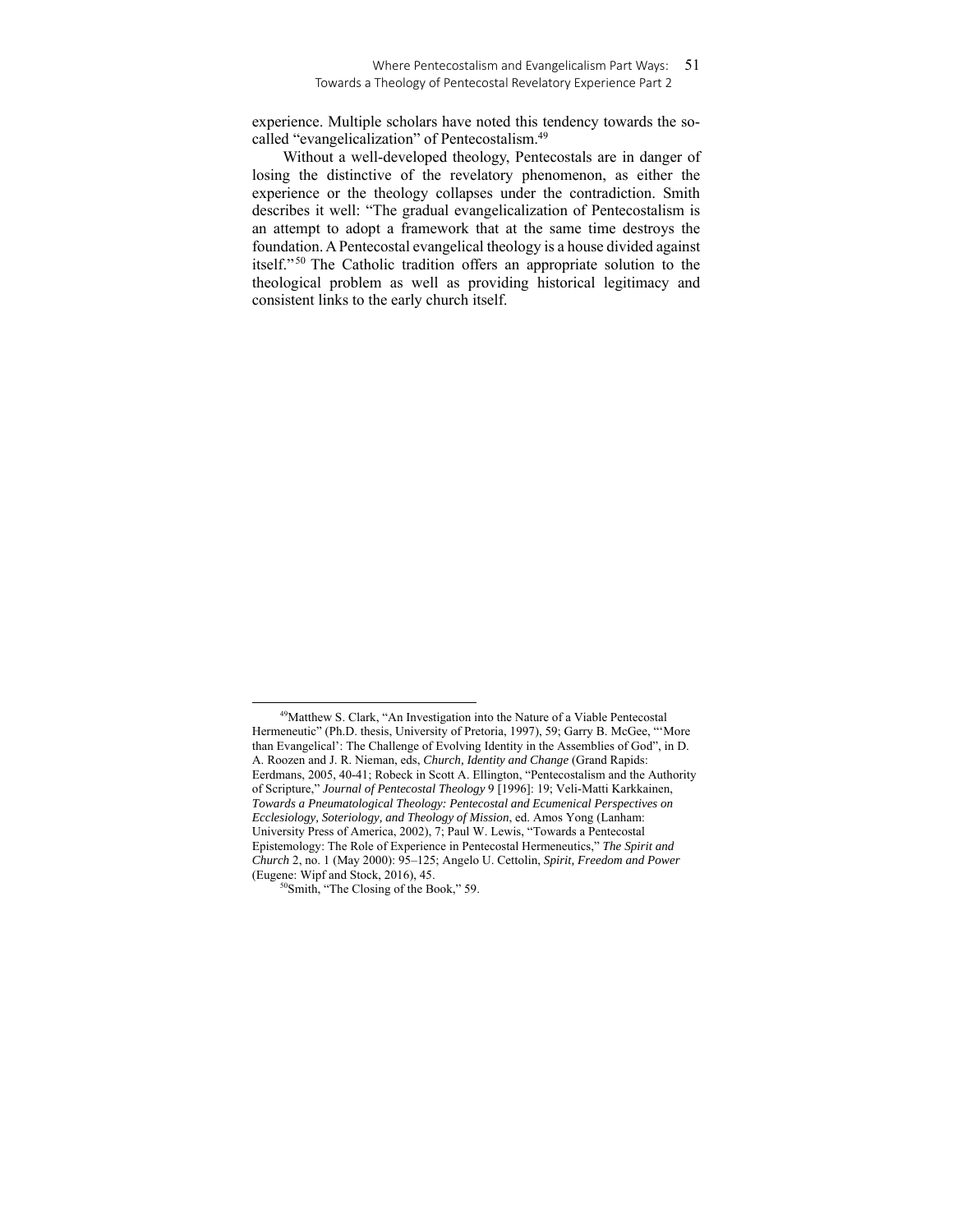experience. Multiple scholars have noted this tendency towards the so-called "evangelicalization" of Pentecostalism.[49]

Without a well-developed theology, Pentecostals are in danger of losing the distinctive of the revelatory phenomenon, as either the experience or the theology collapses under the contradiction. Smith describes it well: "The gradual evangelicalization of Pentecostalism is an attempt to adopt a framework that at the same time destroys the foundation. A Pentecostal evangelical theology is a house divided against itself."[50] The Catholic tradition offers an appropriate solution to the theological problem as well as providing historical legitimacy and consistent links to the early church itself.

---

[49]Matthew S. Clark, "An Investigation into the Nature of a Viable Pentecostal Hermeneutic" (Ph.D. thesis, University of Pretoria, 1997), 59; Garry B. McGee, "'More than Evangelical': The Challenge of Evolving Identity in the Assemblies of God", in D. A. Roozen and J. R. Nieman, eds, *Church, Identity and Change* (Grand Rapids: Eerdmans, 2005, 40-41; Robeck in Scott A. Ellington, "Pentecostalism and the Authority of Scripture," *Journal of Pentecostal Theology* 9 [1996]: 19; Veli-Matti Karkkainen, ***Towards a Pneumatological Theology: Pentecostal and Ecumenical Perspectives on Ecclesiology, Soteriology, and Theology of Mission***, ed. Amos Yong (Lanham: University Press of America, 2002), 7; Paul W. Lewis, "Towards a Pentecostal Epistemology: The Role of Experience in Pentecostal Hermeneutics," ***The Spirit and Church*** 2, no. 1 (May 2000): 95–125; Angelo U. Cettolin, *Spirit, Freedom and Power* (Eugene: Wipf and Stock, 2016), 45.

[50]Smith, "The Closing of the Book," 59.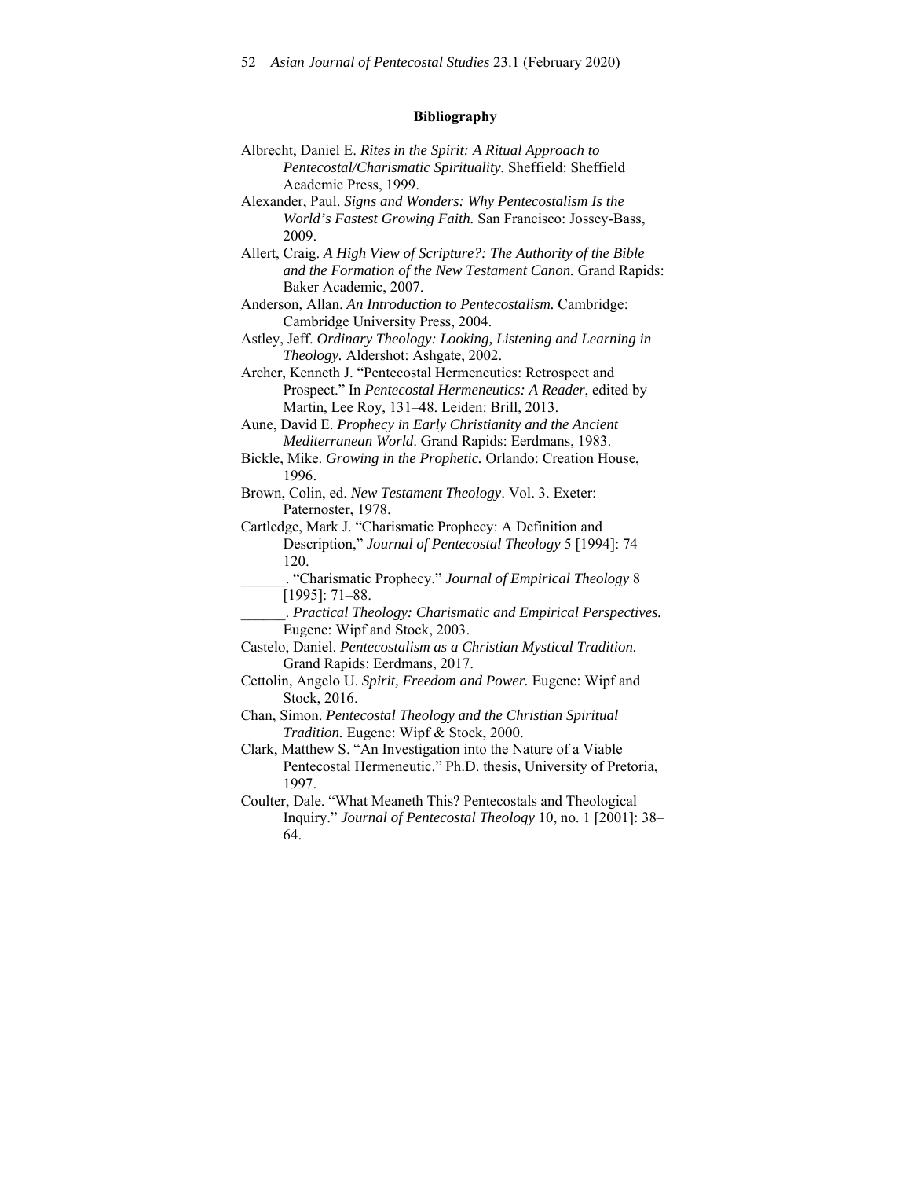## Bibliography

Albrecht, Daniel E. *Rites in the Spirit: A Ritual Approach to Pentecostal/Charismatic Spirituality.* Sheffield: Sheffield Academic Press, 1999.

Alexander, Paul. *Signs and Wonders: Why Pentecostalism Is the World's Fastest Growing Faith.* San Francisco: Jossey-Bass, 2009.

Allert, Craig. *A High View of Scripture?: The Authority of the Bible and the Formation of the New Testament Canon.* Grand Rapids: Baker Academic, 2007.

Anderson, Allan. *An Introduction to Pentecostalism.* Cambridge: Cambridge University Press, 2004.

Astley, Jeff. *Ordinary Theology: Looking, Listening and Learning in Theology.* Aldershot: Ashgate, 2002.

Archer, Kenneth J. "Pentecostal Hermeneutics: Retrospect and Prospect." In *Pentecostal Hermeneutics: A Reader*, edited by Martin, Lee Roy, 131–48. Leiden: Brill, 2013.

Aune, David E. *Prophecy in Early Christianity and the Ancient Mediterranean World*. Grand Rapids: Eerdmans, 1983.

Bickle, Mike. *Growing in the Prophetic.* Orlando: Creation House, 1996.

Brown, Colin, ed. *New Testament Theology*. Vol. 3. Exeter: Paternoster, 1978.

Cartledge, Mark J. "Charismatic Prophecy: A Definition and Description," *Journal of Pentecostal Theology* 5 [1994]: 74–120.

______. "Charismatic Prophecy." *Journal of Empirical Theology* 8 [1995]: 71–88.

______. *Practical Theology: Charismatic and Empirical Perspectives.* Eugene: Wipf and Stock, 2003.

Castelo, Daniel. *Pentecostalism as a Christian Mystical Tradition.* Grand Rapids: Eerdmans, 2017.

Cettolin, Angelo U. *Spirit, Freedom and Power.* Eugene: Wipf and Stock, 2016.

Chan, Simon. *Pentecostal Theology and the Christian Spiritual Tradition.* Eugene: Wipf & Stock, 2000.

Clark, Matthew S. "An Investigation into the Nature of a Viable Pentecostal Hermeneutic." Ph.D. thesis, University of Pretoria, 1997.

Coulter, Dale. "What Meaneth This? Pentecostals and Theological Inquiry." *Journal of Pentecostal Theology* 10, no. 1 [2001]: 38–64.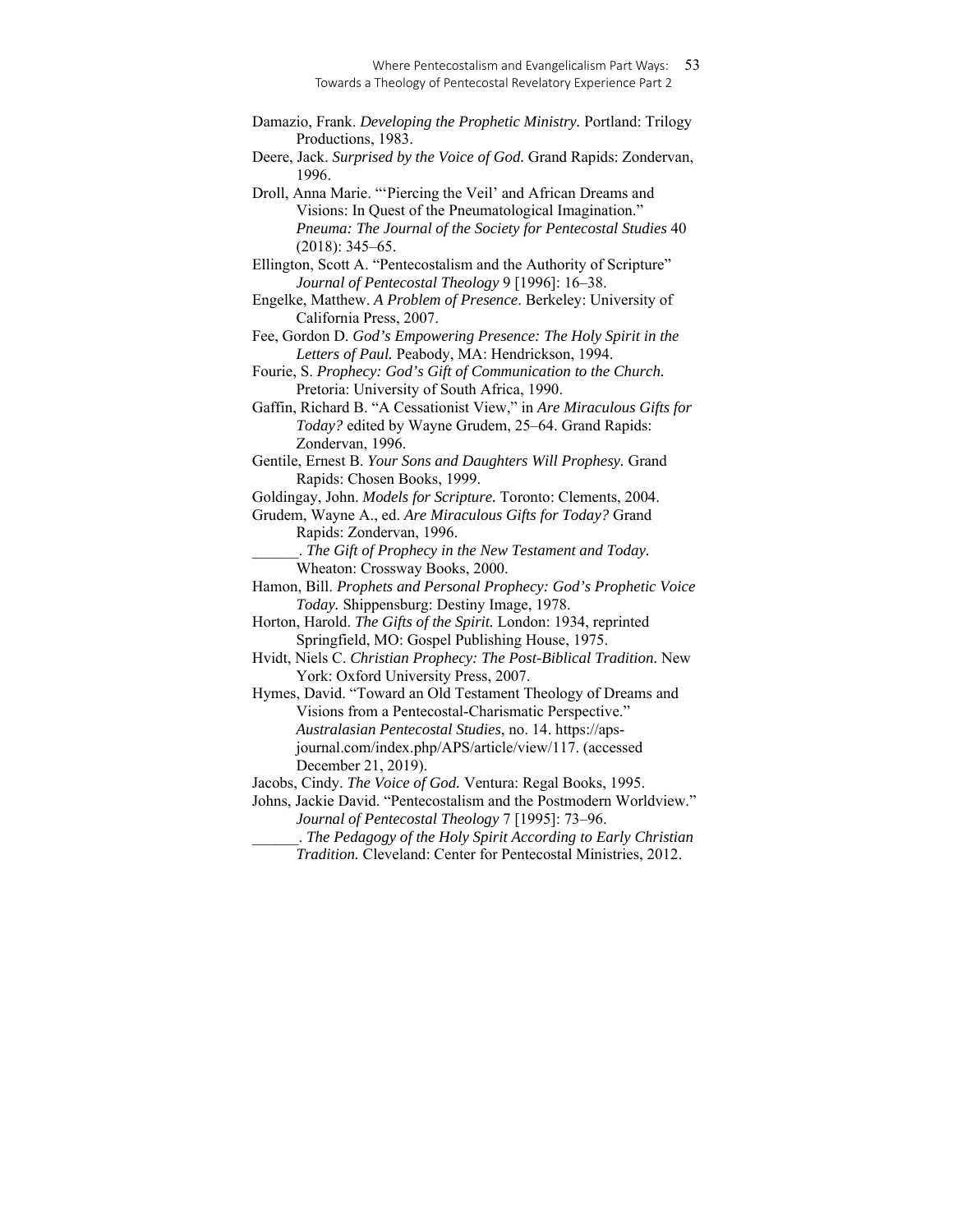Damazio, Frank. *Developing the Prophetic Ministry.* Portland: Trilogy Productions, 1983.

Deere, Jack. *Surprised by the Voice of God.* Grand Rapids: Zondervan, 1996.

Droll, Anna Marie. "'Piercing the Veil' and African Dreams and Visions: In Quest of the Pneumatological Imagination." *Pneuma: The Journal of the Society for Pentecostal Studies* 40 (2018): 345–65.

Ellington, Scott A. "Pentecostalism and the Authority of Scripture" *Journal of Pentecostal Theology* 9 [1996]: 16–38.

Engelke, Matthew. *A Problem of Presence*. Berkeley: University of California Press, 2007.

Fee, Gordon D. *God's Empowering Presence: The Holy Spirit in the Letters of Paul.* Peabody, MA: Hendrickson, 1994.

Fourie, S. *Prophecy: God's Gift of Communication to the Church.* Pretoria: University of South Africa, 1990.

Gaffin, Richard B. "A Cessationist View," in *Are Miraculous Gifts for Today?* edited by Wayne Grudem, 25–64. Grand Rapids: Zondervan, 1996.

Gentile, Ernest B. *Your Sons and Daughters Will Prophesy.* Grand Rapids: Chosen Books, 1999.

Goldingay, John. *Models for Scripture.* Toronto: Clements, 2004.

Grudem, Wayne A., ed. *Are Miraculous Gifts for Today?* Grand Rapids: Zondervan, 1996.

______. *The Gift of Prophecy in the New Testament and Today.* Wheaton: Crossway Books, 2000.

Hamon, Bill. *Prophets and Personal Prophecy: God's Prophetic Voice Today.* Shippensburg: Destiny Image, 1978.

Horton, Harold. *The Gifts of the Spirit.* London: 1934, reprinted Springfield, MO: Gospel Publishing House, 1975.

Hvidt, Niels C. *Christian Prophecy: The Post-Biblical Tradition.* New York: Oxford University Press, 2007.

Hymes, David. "Toward an Old Testament Theology of Dreams and Visions from a Pentecostal-Charismatic Perspective." *Australasian Pentecostal Studies*, no. 14. https://aps-journal.com/index.php/APS/article/view/117. (accessed December 21, 2019).

Jacobs, Cindy. *The Voice of God.* Ventura: Regal Books, 1995.

Johns, Jackie David. "Pentecostalism and the Postmodern Worldview." *Journal of Pentecostal Theology* 7 [1995]: 73–96.

______. *The Pedagogy of the Holy Spirit According to Early Christian Tradition.* Cleveland: Center for Pentecostal Ministries, 2012.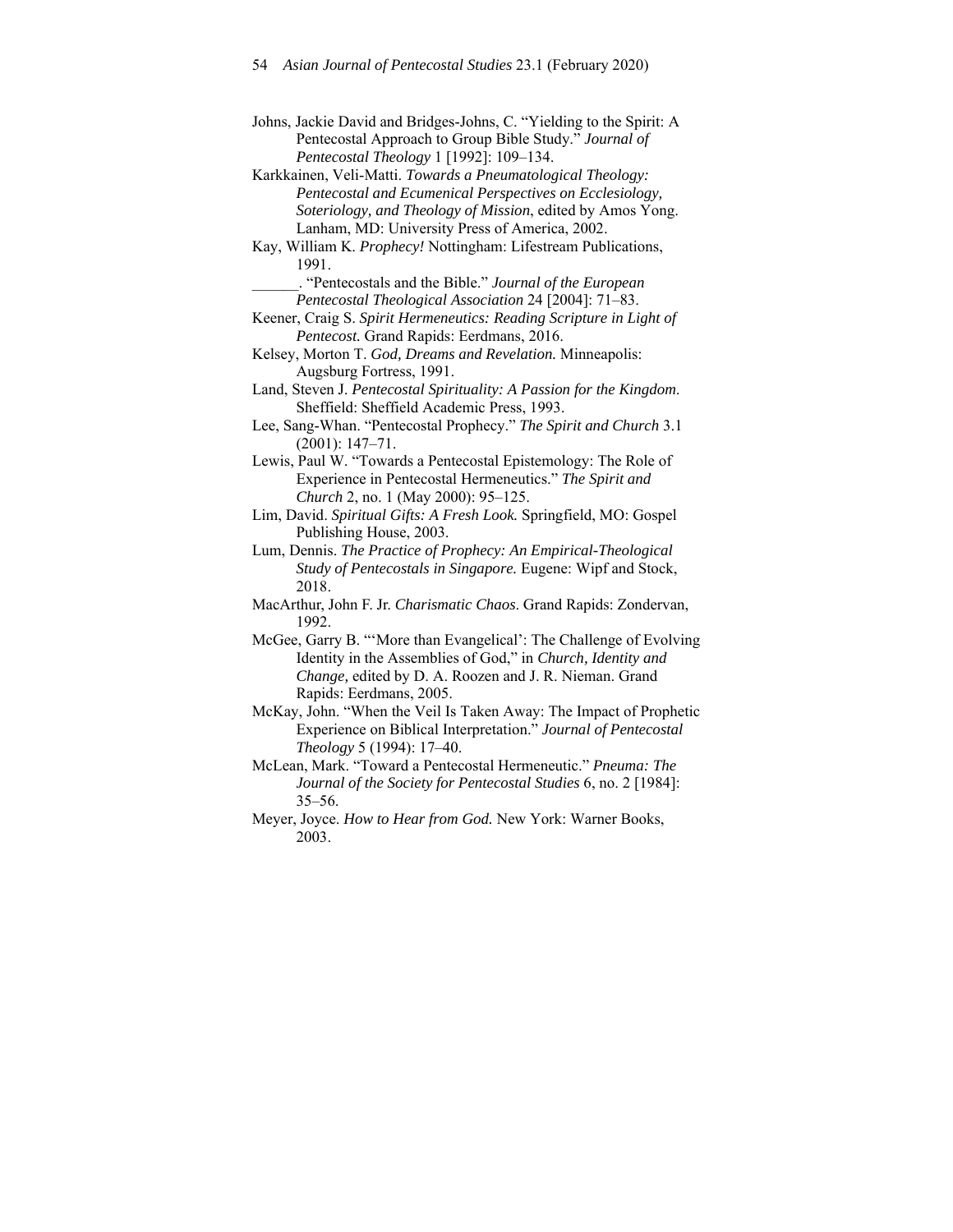Johns, Jackie David and Bridges-Johns, C. "Yielding to the Spirit: A Pentecostal Approach to Group Bible Study." *Journal of Pentecostal Theology* 1 [1992]: 109–134.

Karkkainen, Veli-Matti. *Towards a Pneumatological Theology: Pentecostal and Ecumenical Perspectives on Ecclesiology, Soteriology, and Theology of Mission*, edited by Amos Yong. Lanham, MD: University Press of America, 2002.

Kay, William K. *Prophecy!* Nottingham: Lifestream Publications, 1991.

______. "Pentecostals and the Bible." *Journal of the European Pentecostal Theological Association* 24 [2004]: 71–83.

Keener, Craig S. *Spirit Hermeneutics: Reading Scripture in Light of Pentecost.* Grand Rapids: Eerdmans, 2016.

Kelsey, Morton T. *God, Dreams and Revelation.* Minneapolis: Augsburg Fortress, 1991.

Land, Steven J. *Pentecostal Spirituality: A Passion for the Kingdom.* Sheffield: Sheffield Academic Press, 1993.

Lee, Sang-Whan. "Pentecostal Prophecy." *The Spirit and Church* 3.1 (2001): 147–71.

Lewis, Paul W. "Towards a Pentecostal Epistemology: The Role of Experience in Pentecostal Hermeneutics." *The Spirit and Church* 2, no. 1 (May 2000): 95–125.

Lim, David. *Spiritual Gifts: A Fresh Look.* Springfield, MO: Gospel Publishing House, 2003.

Lum, Dennis. *The Practice of Prophecy: An Empirical-Theological Study of Pentecostals in Singapore.* Eugene: Wipf and Stock, 2018.

MacArthur, John F. Jr. *Charismatic Chaos*. Grand Rapids: Zondervan, 1992.

McGee, Garry B. "'More than Evangelical': The Challenge of Evolving Identity in the Assemblies of God," in *Church, Identity and Change,* edited by D. A. Roozen and J. R. Nieman. Grand Rapids: Eerdmans, 2005.

McKay, John. "When the Veil Is Taken Away: The Impact of Prophetic Experience on Biblical Interpretation." *Journal of Pentecostal Theology* 5 (1994): 17–40.

McLean, Mark. "Toward a Pentecostal Hermeneutic." *Pneuma: The Journal of the Society for Pentecostal Studies* 6, no. 2 [1984]: 35–56.

Meyer, Joyce. *How to Hear from God.* New York: Warner Books, 2003.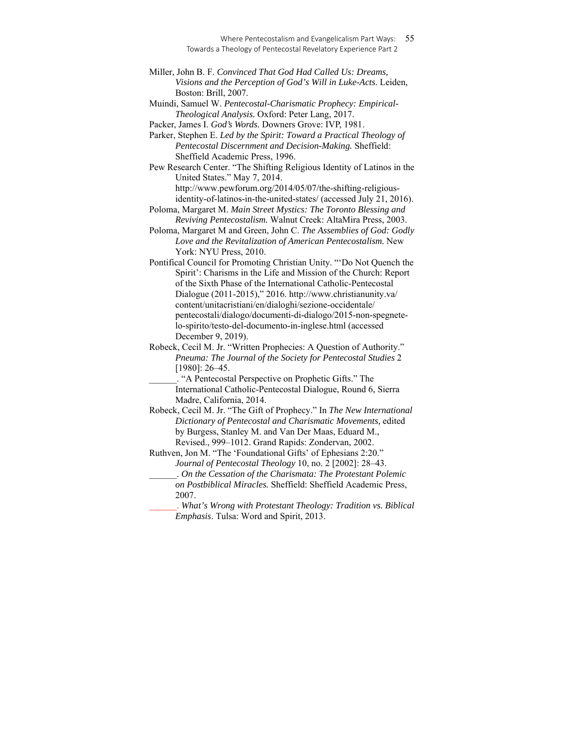Miller, John B. F. *Convinced That God Had Called Us: Dreams, Visions and the Perception of God's Will in Luke-Acts*. Leiden, Boston: Brill, 2007.

Muindi, Samuel W. *Pentecostal-Charismatic Prophecy: Empirical-Theological Analysis.* Oxford: Peter Lang, 2017.

Packer, James I. *God's Words.* Downers Grove: IVP, 1981.

Parker, Stephen E. *Led by the Spirit: Toward a Practical Theology of Pentecostal Discernment and Decision-Making.* Sheffield: Sheffield Academic Press, 1996.

Pew Research Center. "The Shifting Religious Identity of Latinos in the United States." May 7, 2014. http://www.pewforum.org/2014/05/07/the-shifting-religious-identity-of-latinos-in-the-united-states/ (accessed July 21, 2016).

Poloma, Margaret M. *Main Street Mystics: The Toronto Blessing and Reviving Pentecostalism.* Walnut Creek: AltaMira Press, 2003.

Poloma, Margaret M and Green, John C. *The Assemblies of God: Godly Love and the Revitalization of American Pentecostalism.* New York: NYU Press, 2010.

Pontifical Council for Promoting Christian Unity. "'Do Not Quench the Spirit': Charisms in the Life and Mission of the Church: Report of the Sixth Phase of the International Catholic-Pentecostal Dialogue (2011-2015)," 2016. http://www.christianunity.va/content/unitacristiani/en/dialoghi/sezione-occidentale/pentecostali/dialogo/documenti-di-dialogo/2015-non-spegnete-lo-spirito/testo-del-documento-in-inglese.html (accessed December 9, 2019).

Robeck, Cecil M. Jr. "Written Prophecies: A Question of Authority." *Pneuma: The Journal of the Society for Pentecostal Studies* 2 [1980]: 26–45.

______. "A Pentecostal Perspective on Prophetic Gifts." The International Catholic-Pentecostal Dialogue, Round 6, Sierra Madre, California, 2014.

Robeck, Cecil M. Jr. "The Gift of Prophecy." In *The New International Dictionary of Pentecostal and Charismatic Movements,* edited by Burgess, Stanley M. and Van Der Maas, Eduard M., Revised., 999–1012. Grand Rapids: Zondervan, 2002.

Ruthven, Jon M. "The 'Foundational Gifts' of Ephesians 2:20." *Journal of Pentecostal Theology* 10, no. 2 [2002]: 28–43.

______. *On the Cessation of the Charismata: The Protestant Polemic on Postbiblical Miracles.* Sheffield: Sheffield Academic Press, 2007.

______. *What's Wrong with Protestant Theology: Tradition vs. Biblical Emphasis*. Tulsa: Word and Spirit, 2013.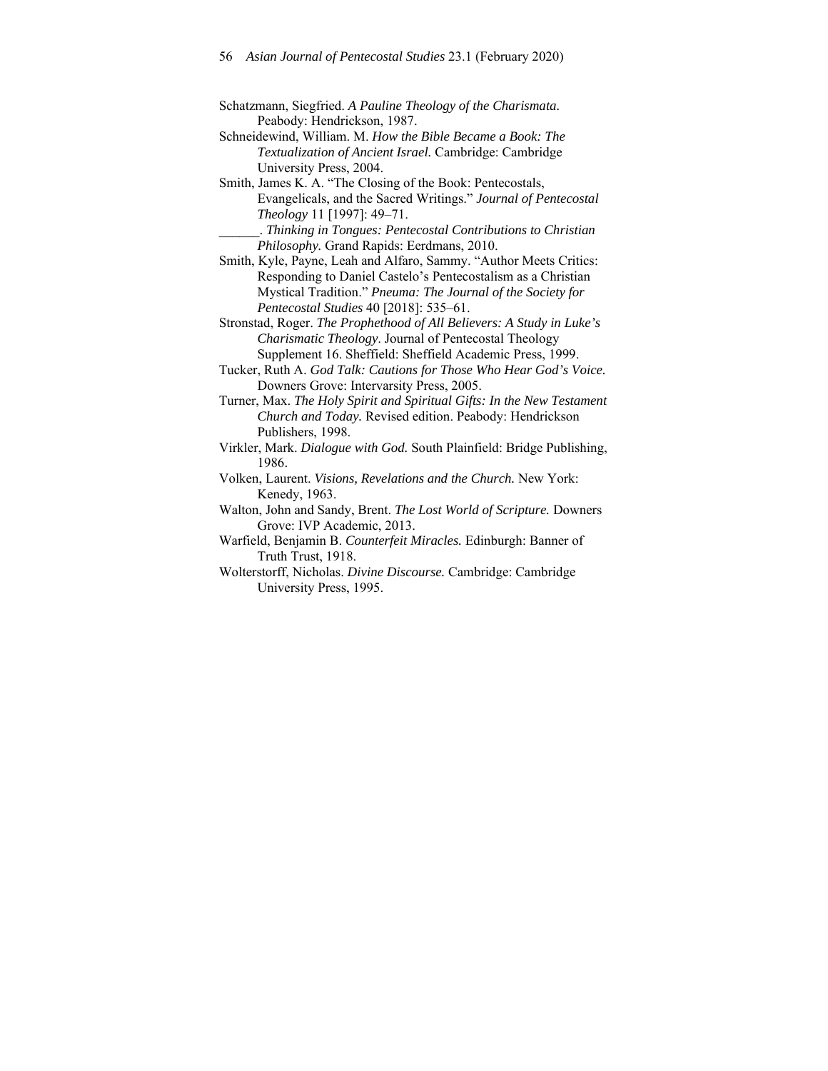Schatzmann, Siegfried. *A Pauline Theology of the Charismata.* Peabody: Hendrickson, 1987.

Schneidewind, William. M. *How the Bible Became a Book: The Textualization of Ancient Israel.* Cambridge: Cambridge University Press, 2004.

Smith, James K. A. "The Closing of the Book: Pentecostals, Evangelicals, and the Sacred Writings." *Journal of Pentecostal Theology* 11 [1997]: 49–71.

______. *Thinking in Tongues: Pentecostal Contributions to Christian Philosophy.* Grand Rapids: Eerdmans, 2010.

Smith, Kyle, Payne, Leah and Alfaro, Sammy. "Author Meets Critics: Responding to Daniel Castelo's Pentecostalism as a Christian Mystical Tradition." *Pneuma: The Journal of the Society for Pentecostal Studies* 40 [2018]: 535–61.

Stronstad, Roger. *The Prophethood of All Believers: A Study in Luke's Charismatic Theology*. Journal of Pentecostal Theology Supplement 16. Sheffield: Sheffield Academic Press, 1999.

Tucker, Ruth A. *God Talk: Cautions for Those Who Hear God's Voice.* Downers Grove: Intervarsity Press, 2005.

Turner, Max. *The Holy Spirit and Spiritual Gifts: In the New Testament Church and Today.* Revised edition. Peabody: Hendrickson Publishers, 1998.

Virkler, Mark. *Dialogue with God.* South Plainfield: Bridge Publishing, 1986.

Volken, Laurent. *Visions, Revelations and the Church.* New York: Kenedy, 1963.

Walton, John and Sandy, Brent. *The Lost World of Scripture.* Downers Grove: IVP Academic, 2013.

Warfield, Benjamin B. *Counterfeit Miracles.* Edinburgh: Banner of Truth Trust, 1918.

Wolterstorff, Nicholas. *Divine Discourse.* Cambridge: Cambridge University Press, 1995.